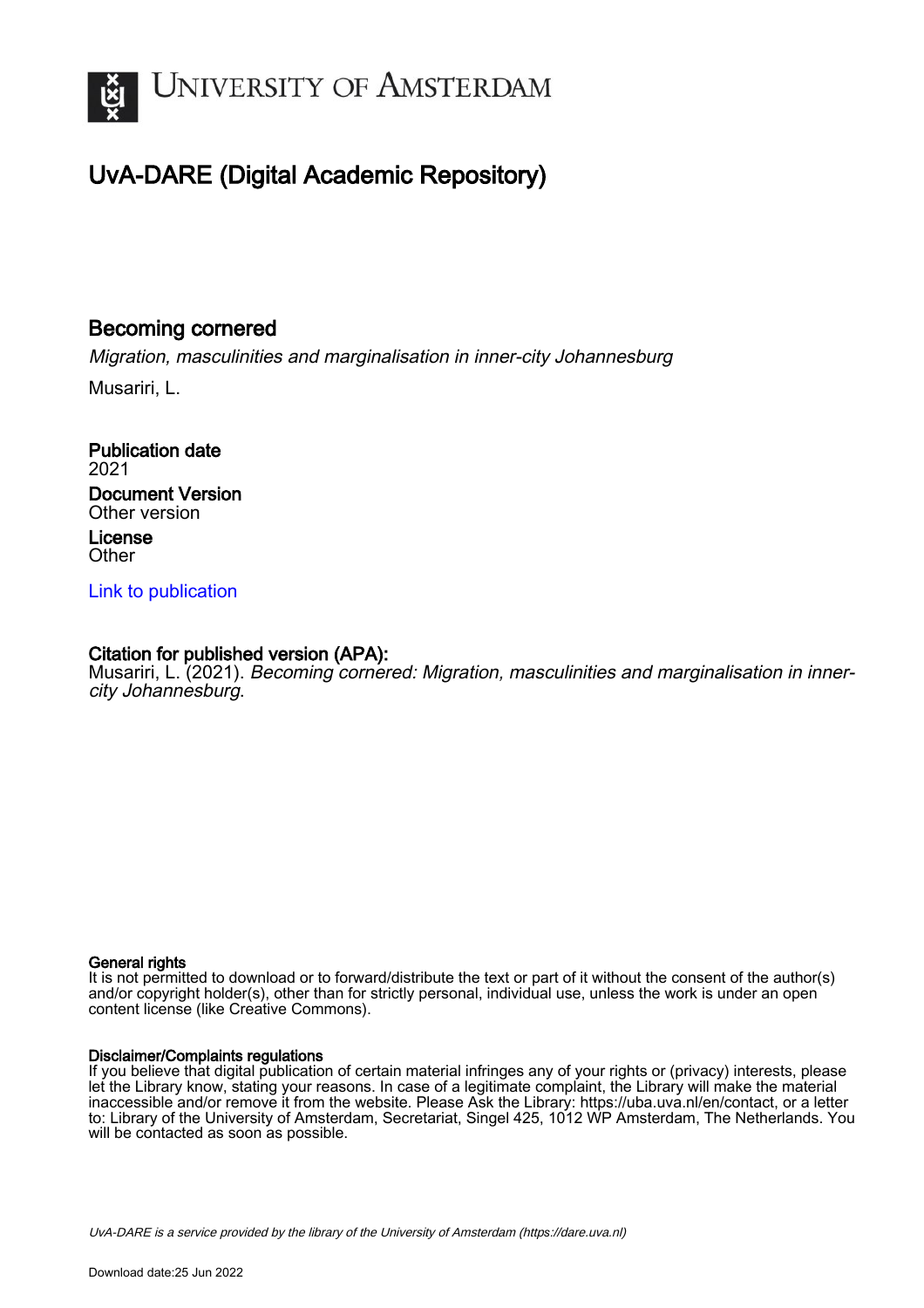# UNIVERSITY OF AMSTERDAM

## UvA-DARE (Digital Academic Repository)

### Becoming cornered

*Migration, masculinities and marginalisation in inner-city Johannesburg*

Musariri, L.

**Publication date**
2021

**Document Version**
Other version

**License**
Other

Link to publication

**Citation for published version (APA):**
Musariri, L. (2021). *Becoming cornered: Migration, masculinities and marginalisation in inner-city Johannesburg*.

**General rights**
It is not permitted to download or to forward/distribute the text or part of it without the consent of the author(s) and/or copyright holder(s), other than for strictly personal, individual use, unless the work is under an open content license (like Creative Commons).

**Disclaimer/Complaints regulations**
If you believe that digital publication of certain material infringes any of your rights or (privacy) interests, please let the Library know, stating your reasons. In case of a legitimate complaint, the Library will make the material inaccessible and/or remove it from the website. Please Ask the Library: https://uba.uva.nl/en/contact, or a letter to: Library of the University of Amsterdam, Secretariat, Singel 425, 1012 WP Amsterdam, The Netherlands. You will be contacted as soon as possible.

*UvA-DARE is a service provided by the library of the University of Amsterdam (https://dare.uva.nl)*

Download date:25 Jun 2022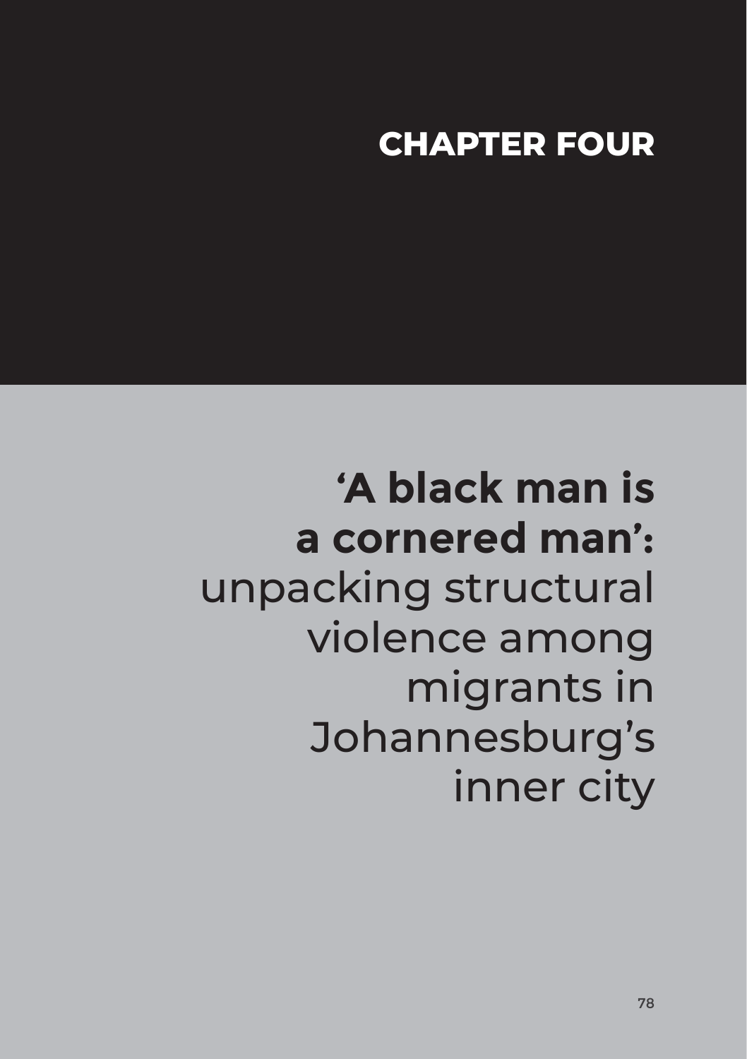# CHAPTER FOUR

# **'A black man is a cornered man':** unpacking structural violence among migrants in Johannesburg's inner city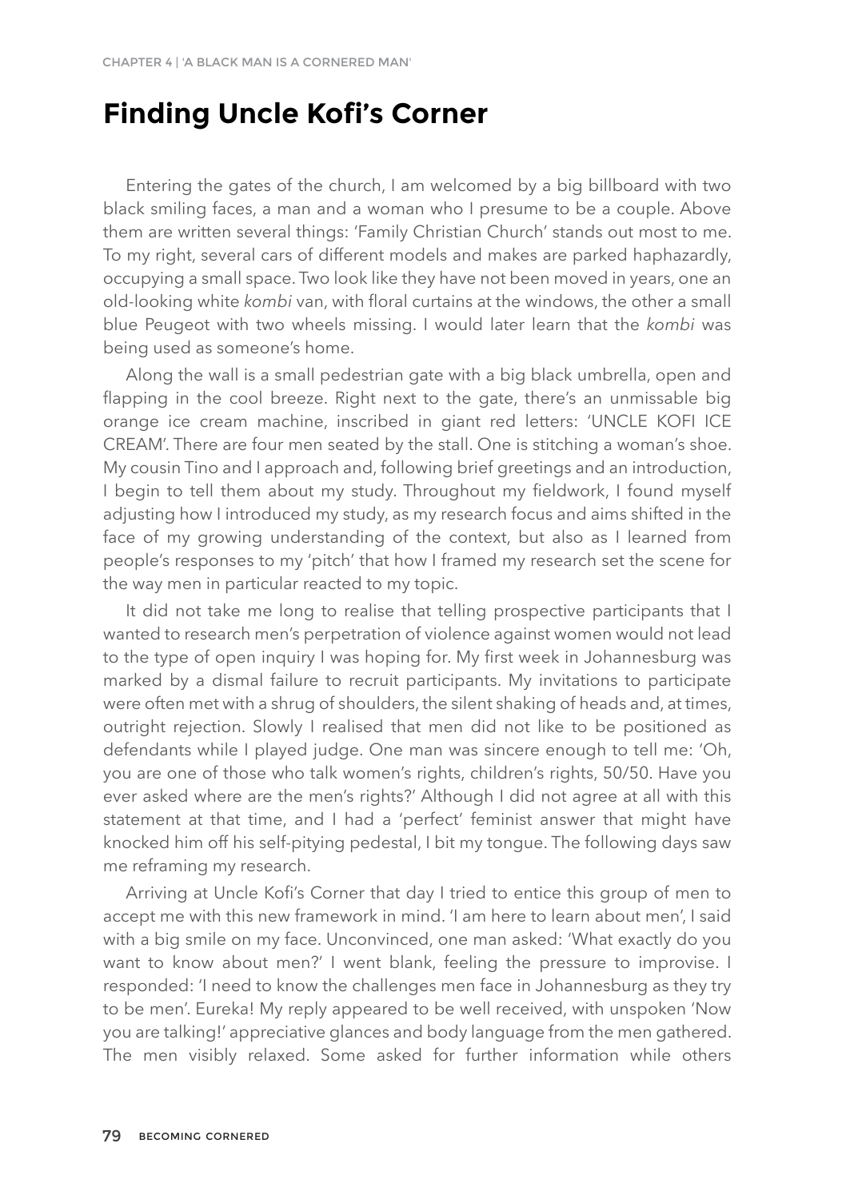## Finding Uncle Kofi's Corner

Entering the gates of the church, I am welcomed by a big billboard with two black smiling faces, a man and a woman who I presume to be a couple. Above them are written several things: 'Family Christian Church' stands out most to me. To my right, several cars of different models and makes are parked haphazardly, occupying a small space. Two look like they have not been moved in years, one an old-looking white *kombi* van, with floral curtains at the windows, the other a small blue Peugeot with two wheels missing. I would later learn that the *kombi* was being used as someone's home.

Along the wall is a small pedestrian gate with a big black umbrella, open and flapping in the cool breeze. Right next to the gate, there's an unmissable big orange ice cream machine, inscribed in giant red letters: 'UNCLE KOFI ICE CREAM'. There are four men seated by the stall. One is stitching a woman's shoe. My cousin Tino and I approach and, following brief greetings and an introduction, I begin to tell them about my study. Throughout my fieldwork, I found myself adjusting how I introduced my study, as my research focus and aims shifted in the face of my growing understanding of the context, but also as I learned from people's responses to my 'pitch' that how I framed my research set the scene for the way men in particular reacted to my topic.

It did not take me long to realise that telling prospective participants that I wanted to research men's perpetration of violence against women would not lead to the type of open inquiry I was hoping for. My first week in Johannesburg was marked by a dismal failure to recruit participants. My invitations to participate were often met with a shrug of shoulders, the silent shaking of heads and, at times, outright rejection. Slowly I realised that men did not like to be positioned as defendants while I played judge. One man was sincere enough to tell me: 'Oh, you are one of those who talk women's rights, children's rights, 50/50. Have you ever asked where are the men's rights?' Although I did not agree at all with this statement at that time, and I had a 'perfect' feminist answer that might have knocked him off his self-pitying pedestal, I bit my tongue. The following days saw me reframing my research.

Arriving at Uncle Kofi's Corner that day I tried to entice this group of men to accept me with this new framework in mind. 'I am here to learn about men', I said with a big smile on my face. Unconvinced, one man asked: 'What exactly do you want to know about men?' I went blank, feeling the pressure to improvise. I responded: 'I need to know the challenges men face in Johannesburg as they try to be men'. Eureka! My reply appeared to be well received, with unspoken 'Now you are talking!' appreciative glances and body language from the men gathered. The men visibly relaxed. Some asked for further information while others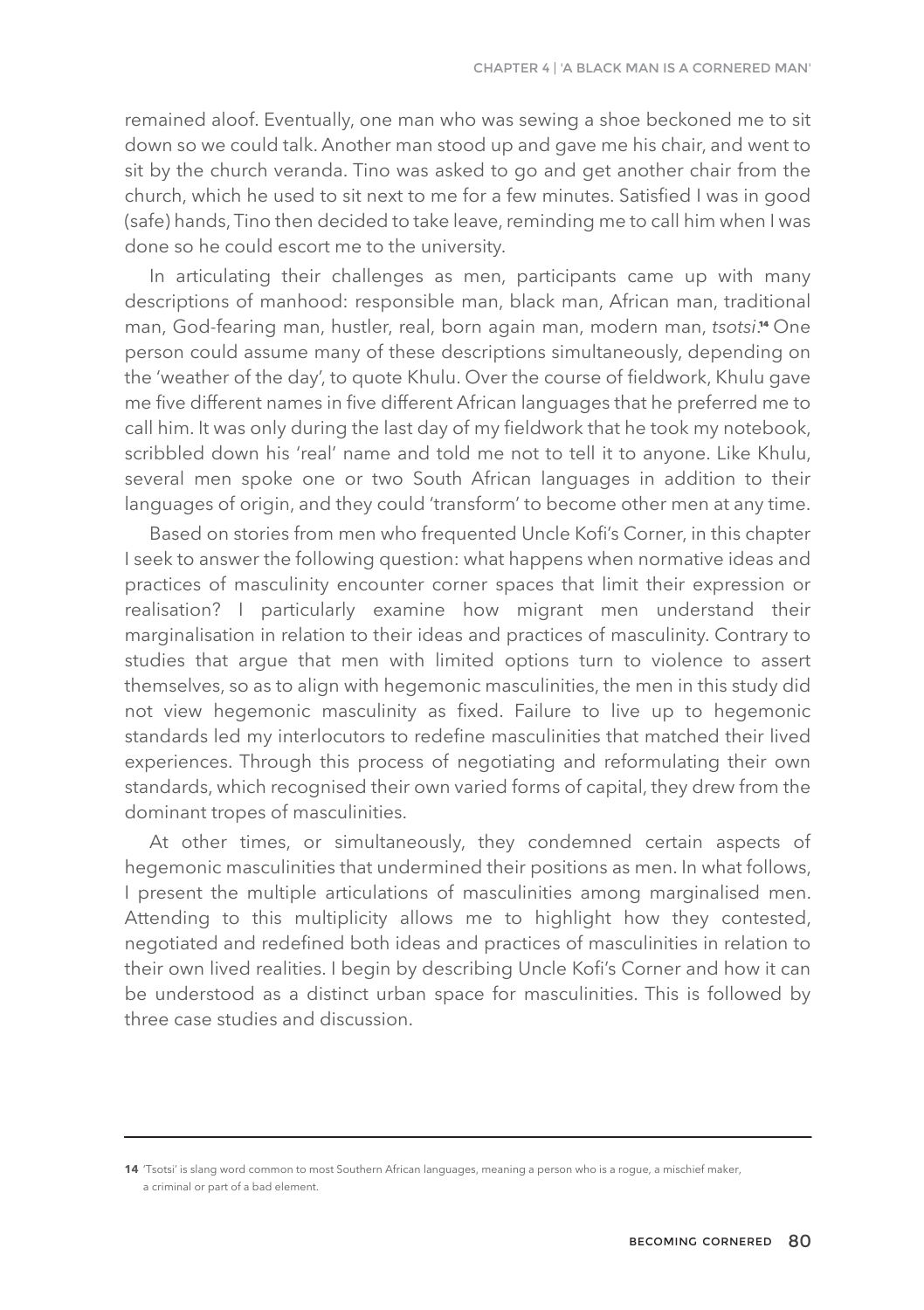remained aloof. Eventually, one man who was sewing a shoe beckoned me to sit down so we could talk. Another man stood up and gave me his chair, and went to sit by the church veranda. Tino was asked to go and get another chair from the church, which he used to sit next to me for a few minutes. Satisfied I was in good (safe) hands, Tino then decided to take leave, reminding me to call him when I was done so he could escort me to the university.

In articulating their challenges as men, participants came up with many descriptions of manhood: responsible man, black man, African man, traditional man, God-fearing man, hustler, real, born again man, modern man, *tsotsi*.[14] One person could assume many of these descriptions simultaneously, depending on the 'weather of the day', to quote Khulu. Over the course of fieldwork, Khulu gave me five different names in five different African languages that he preferred me to call him. It was only during the last day of my fieldwork that he took my notebook, scribbled down his 'real' name and told me not to tell it to anyone. Like Khulu, several men spoke one or two South African languages in addition to their languages of origin, and they could 'transform' to become other men at any time.

Based on stories from men who frequented Uncle Kofi's Corner, in this chapter I seek to answer the following question: what happens when normative ideas and practices of masculinity encounter corner spaces that limit their expression or realisation? I particularly examine how migrant men understand their marginalisation in relation to their ideas and practices of masculinity. Contrary to studies that argue that men with limited options turn to violence to assert themselves, so as to align with hegemonic masculinities, the men in this study did not view hegemonic masculinity as fixed. Failure to live up to hegemonic standards led my interlocutors to redefine masculinities that matched their lived experiences. Through this process of negotiating and reformulating their own standards, which recognised their own varied forms of capital, they drew from the dominant tropes of masculinities.

At other times, or simultaneously, they condemned certain aspects of hegemonic masculinities that undermined their positions as men. In what follows, I present the multiple articulations of masculinities among marginalised men. Attending to this multiplicity allows me to highlight how they contested, negotiated and redefined both ideas and practices of masculinities in relation to their own lived realities. I begin by describing Uncle Kofi's Corner and how it can be understood as a distinct urban space for masculinities. This is followed by three case studies and discussion.

---

14 'Tsotsi' is slang word common to most Southern African languages, meaning a person who is a rogue, a mischief maker, a criminal or part of a bad element.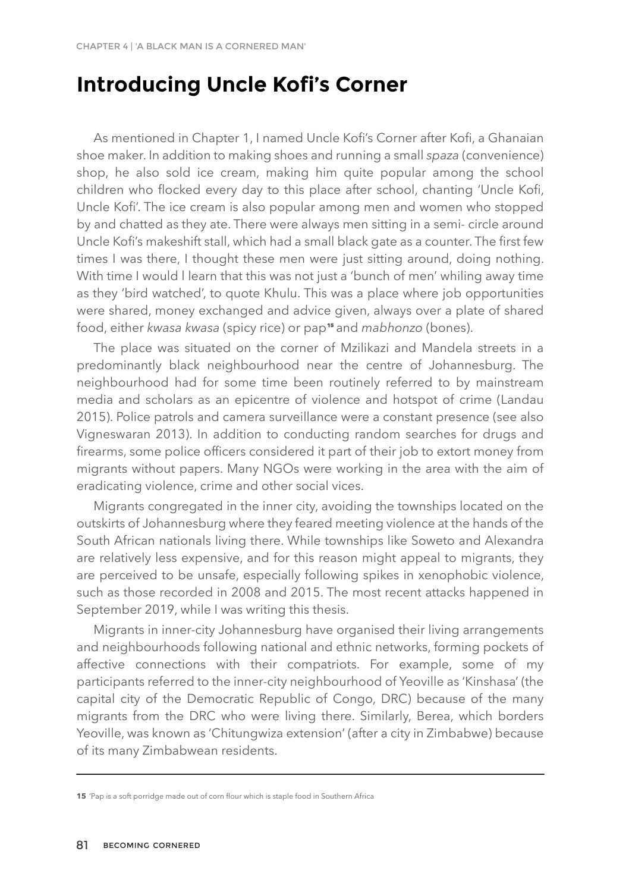## Introducing Uncle Kofi's Corner

As mentioned in Chapter 1, I named Uncle Kofi's Corner after Kofi, a Ghanaian shoe maker. In addition to making shoes and running a small *spaza* (convenience) shop, he also sold ice cream, making him quite popular among the school children who flocked every day to this place after school, chanting 'Uncle Kofi, Uncle Kofi'. The ice cream is also popular among men and women who stopped by and chatted as they ate. There were always men sitting in a semi- circle around Uncle Kofi's makeshift stall, which had a small black gate as a counter. The first few times I was there, I thought these men were just sitting around, doing nothing. With time I would l learn that this was not just a 'bunch of men' whiling away time as they 'bird watched', to quote Khulu. This was a place where job opportunities were shared, money exchanged and advice given, always over a plate of shared food, either *kwasa kwasa* (spicy rice) or pap[15] and *mabhonzo* (bones).

The place was situated on the corner of Mzilikazi and Mandela streets in a predominantly black neighbourhood near the centre of Johannesburg. The neighbourhood had for some time been routinely referred to by mainstream media and scholars as an epicentre of violence and hotspot of crime (Landau 2015). Police patrols and camera surveillance were a constant presence (see also Vigneswaran 2013). In addition to conducting random searches for drugs and firearms, some police officers considered it part of their job to extort money from migrants without papers. Many NGOs were working in the area with the aim of eradicating violence, crime and other social vices.

Migrants congregated in the inner city, avoiding the townships located on the outskirts of Johannesburg where they feared meeting violence at the hands of the South African nationals living there. While townships like Soweto and Alexandra are relatively less expensive, and for this reason might appeal to migrants, they are perceived to be unsafe, especially following spikes in xenophobic violence, such as those recorded in 2008 and 2015. The most recent attacks happened in September 2019, while I was writing this thesis.

Migrants in inner-city Johannesburg have organised their living arrangements and neighbourhoods following national and ethnic networks, forming pockets of affective connections with their compatriots. For example, some of my participants referred to the inner-city neighbourhood of Yeoville as 'Kinshasa' (the capital city of the Democratic Republic of Congo, DRC) because of the many migrants from the DRC who were living there. Similarly, Berea, which borders Yeoville, was known as 'Chitungwiza extension' (after a city in Zimbabwe) because of its many Zimbabwean residents.

---

**15** 'Pap is a soft porridge made out of corn flour which is staple food in Southern Africa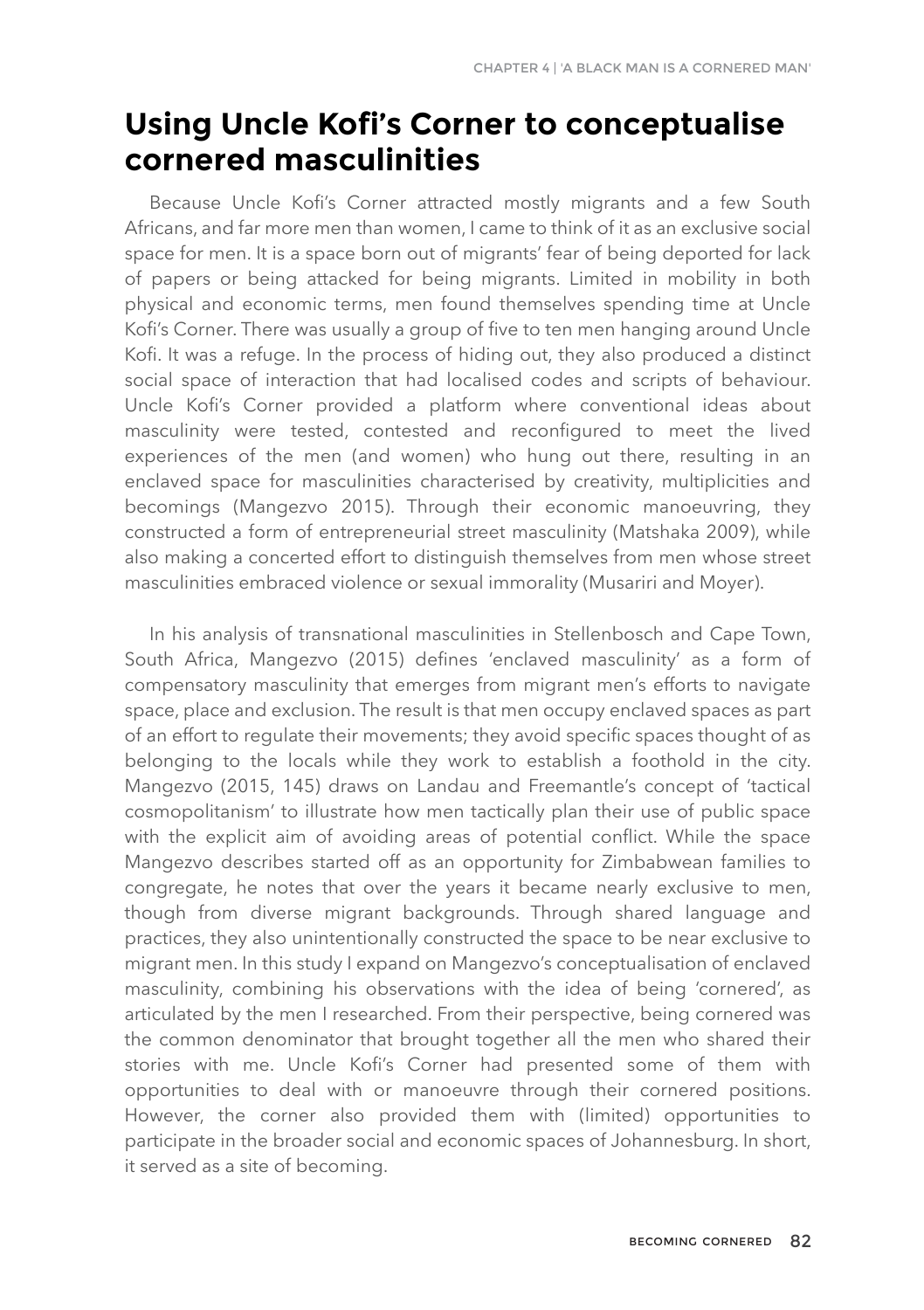## Using Uncle Kofi's Corner to conceptualise cornered masculinities

Because Uncle Kofi's Corner attracted mostly migrants and a few South Africans, and far more men than women, I came to think of it as an exclusive social space for men. It is a space born out of migrants' fear of being deported for lack of papers or being attacked for being migrants. Limited in mobility in both physical and economic terms, men found themselves spending time at Uncle Kofi's Corner. There was usually a group of five to ten men hanging around Uncle Kofi. It was a refuge. In the process of hiding out, they also produced a distinct social space of interaction that had localised codes and scripts of behaviour. Uncle Kofi's Corner provided a platform where conventional ideas about masculinity were tested, contested and reconfigured to meet the lived experiences of the men (and women) who hung out there, resulting in an enclaved space for masculinities characterised by creativity, multiplicities and becomings (Mangezvo 2015). Through their economic manoeuvring, they constructed a form of entrepreneurial street masculinity (Matshaka 2009), while also making a concerted effort to distinguish themselves from men whose street masculinities embraced violence or sexual immorality (Musariri and Moyer).

In his analysis of transnational masculinities in Stellenbosch and Cape Town, South Africa, Mangezvo (2015) defines 'enclaved masculinity' as a form of compensatory masculinity that emerges from migrant men's efforts to navigate space, place and exclusion. The result is that men occupy enclaved spaces as part of an effort to regulate their movements; they avoid specific spaces thought of as belonging to the locals while they work to establish a foothold in the city. Mangezvo (2015, 145) draws on Landau and Freemantle's concept of 'tactical cosmopolitanism' to illustrate how men tactically plan their use of public space with the explicit aim of avoiding areas of potential conflict. While the space Mangezvo describes started off as an opportunity for Zimbabwean families to congregate, he notes that over the years it became nearly exclusive to men, though from diverse migrant backgrounds. Through shared language and practices, they also unintentionally constructed the space to be near exclusive to migrant men. In this study I expand on Mangezvo's conceptualisation of enclaved masculinity, combining his observations with the idea of being 'cornered', as articulated by the men I researched. From their perspective, being cornered was the common denominator that brought together all the men who shared their stories with me. Uncle Kofi's Corner had presented some of them with opportunities to deal with or manoeuvre through their cornered positions. However, the corner also provided them with (limited) opportunities to participate in the broader social and economic spaces of Johannesburg. In short, it served as a site of becoming.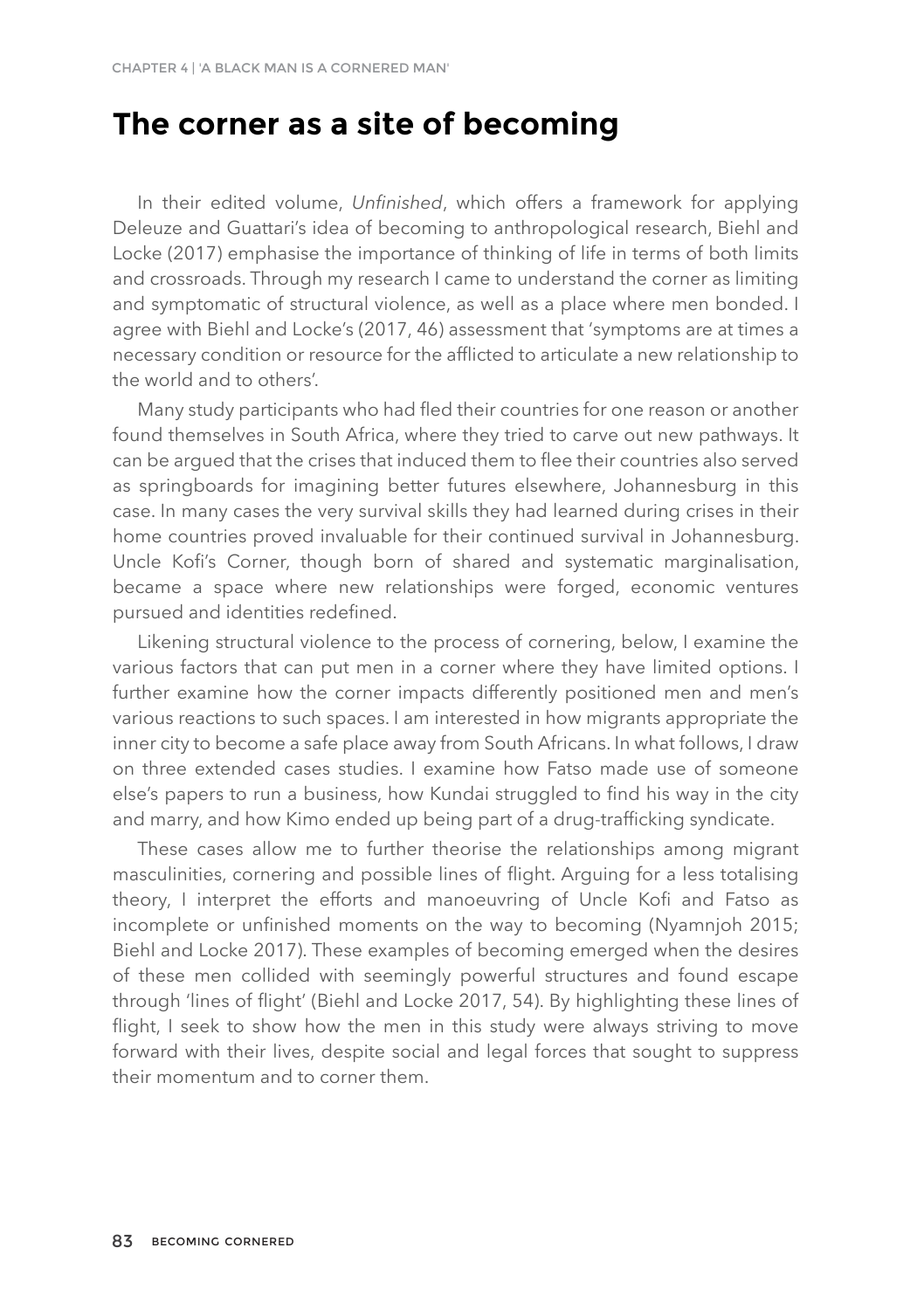## The corner as a site of becoming

In their edited volume, *Unfinished*, which offers a framework for applying Deleuze and Guattari's idea of becoming to anthropological research, Biehl and Locke (2017) emphasise the importance of thinking of life in terms of both limits and crossroads. Through my research I came to understand the corner as limiting and symptomatic of structural violence, as well as a place where men bonded. I agree with Biehl and Locke's (2017, 46) assessment that 'symptoms are at times a necessary condition or resource for the afflicted to articulate a new relationship to the world and to others'.

Many study participants who had fled their countries for one reason or another found themselves in South Africa, where they tried to carve out new pathways. It can be argued that the crises that induced them to flee their countries also served as springboards for imagining better futures elsewhere, Johannesburg in this case. In many cases the very survival skills they had learned during crises in their home countries proved invaluable for their continued survival in Johannesburg. Uncle Kofi's Corner, though born of shared and systematic marginalisation, became a space where new relationships were forged, economic ventures pursued and identities redefined.

Likening structural violence to the process of cornering, below, I examine the various factors that can put men in a corner where they have limited options. I further examine how the corner impacts differently positioned men and men's various reactions to such spaces. I am interested in how migrants appropriate the inner city to become a safe place away from South Africans. In what follows, I draw on three extended cases studies. I examine how Fatso made use of someone else's papers to run a business, how Kundai struggled to find his way in the city and marry, and how Kimo ended up being part of a drug-trafficking syndicate.

These cases allow me to further theorise the relationships among migrant masculinities, cornering and possible lines of flight. Arguing for a less totalising theory, I interpret the efforts and manoeuvring of Uncle Kofi and Fatso as incomplete or unfinished moments on the way to becoming (Nyamnjoh 2015; Biehl and Locke 2017). These examples of becoming emerged when the desires of these men collided with seemingly powerful structures and found escape through 'lines of flight' (Biehl and Locke 2017, 54). By highlighting these lines of flight, I seek to show how the men in this study were always striving to move forward with their lives, despite social and legal forces that sought to suppress their momentum and to corner them.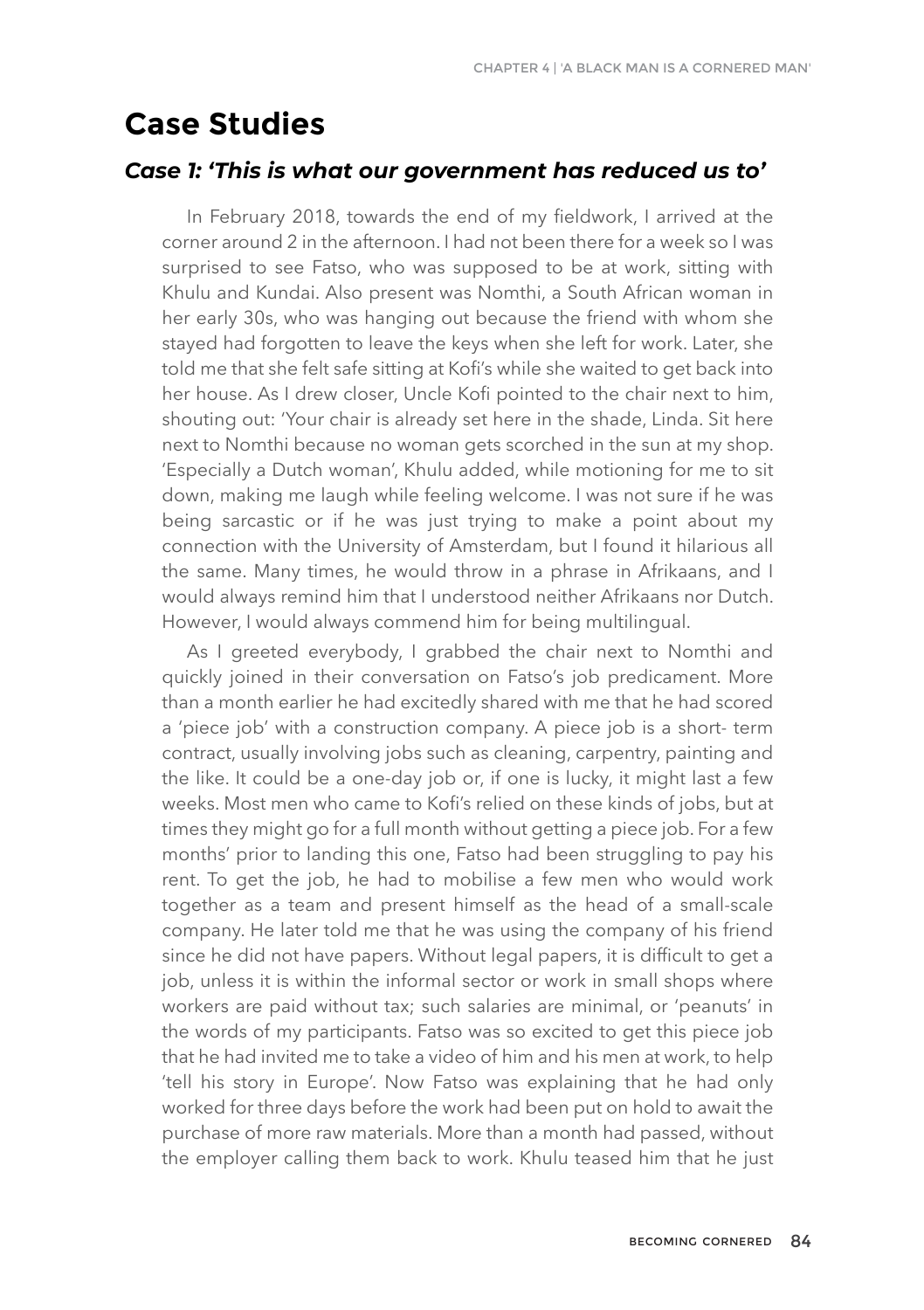## Case Studies

### *Case 1: 'This is what our government has reduced us to'*

In February 2018, towards the end of my fieldwork, I arrived at the corner around 2 in the afternoon. I had not been there for a week so I was surprised to see Fatso, who was supposed to be at work, sitting with Khulu and Kundai. Also present was Nomthi, a South African woman in her early 30s, who was hanging out because the friend with whom she stayed had forgotten to leave the keys when she left for work. Later, she told me that she felt safe sitting at Kofi's while she waited to get back into her house. As I drew closer, Uncle Kofi pointed to the chair next to him, shouting out: 'Your chair is already set here in the shade, Linda. Sit here next to Nomthi because no woman gets scorched in the sun at my shop. 'Especially a Dutch woman', Khulu added, while motioning for me to sit down, making me laugh while feeling welcome. I was not sure if he was being sarcastic or if he was just trying to make a point about my connection with the University of Amsterdam, but I found it hilarious all the same. Many times, he would throw in a phrase in Afrikaans, and I would always remind him that I understood neither Afrikaans nor Dutch. However, I would always commend him for being multilingual.

As I greeted everybody, I grabbed the chair next to Nomthi and quickly joined in their conversation on Fatso's job predicament. More than a month earlier he had excitedly shared with me that he had scored a 'piece job' with a construction company. A piece job is a short- term contract, usually involving jobs such as cleaning, carpentry, painting and the like. It could be a one-day job or, if one is lucky, it might last a few weeks. Most men who came to Kofi's relied on these kinds of jobs, but at times they might go for a full month without getting a piece job. For a few months' prior to landing this one, Fatso had been struggling to pay his rent. To get the job, he had to mobilise a few men who would work together as a team and present himself as the head of a small-scale company. He later told me that he was using the company of his friend since he did not have papers. Without legal papers, it is difficult to get a job, unless it is within the informal sector or work in small shops where workers are paid without tax; such salaries are minimal, or 'peanuts' in the words of my participants. Fatso was so excited to get this piece job that he had invited me to take a video of him and his men at work, to help 'tell his story in Europe'. Now Fatso was explaining that he had only worked for three days before the work had been put on hold to await the purchase of more raw materials. More than a month had passed, without the employer calling them back to work. Khulu teased him that he just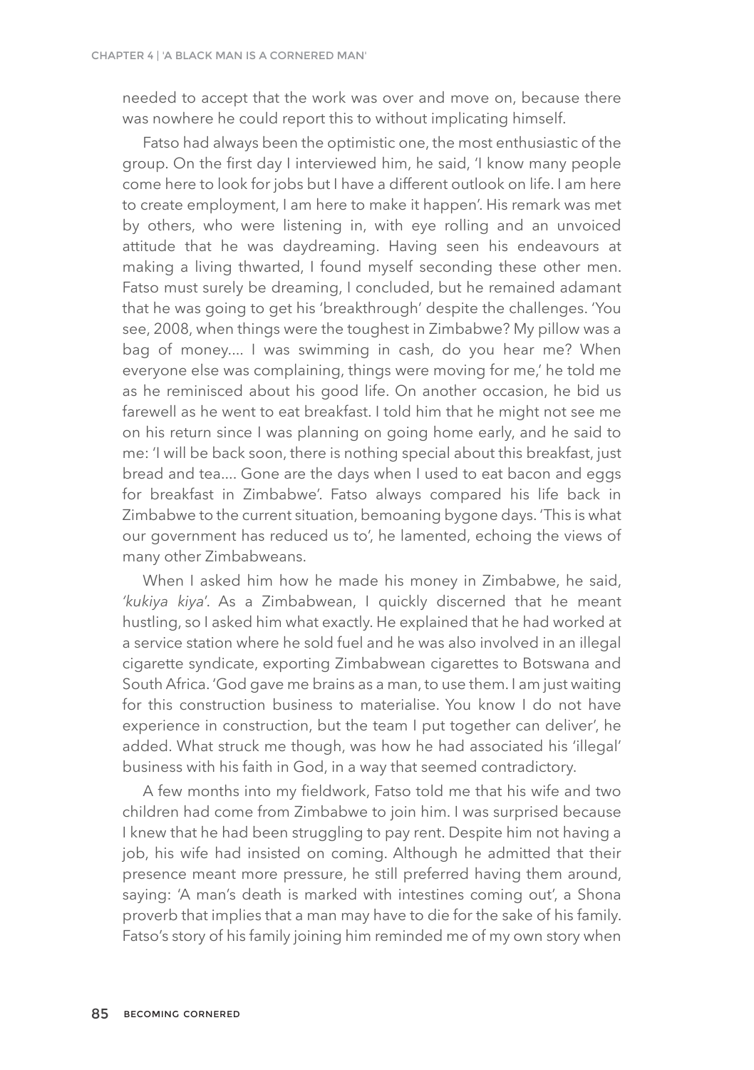needed to accept that the work was over and move on, because there was nowhere he could report this to without implicating himself.

Fatso had always been the optimistic one, the most enthusiastic of the group. On the first day I interviewed him, he said, 'I know many people come here to look for jobs but I have a different outlook on life. I am here to create employment, I am here to make it happen'. His remark was met by others, who were listening in, with eye rolling and an unvoiced attitude that he was daydreaming. Having seen his endeavours at making a living thwarted, I found myself seconding these other men. Fatso must surely be dreaming, I concluded, but he remained adamant that he was going to get his 'breakthrough' despite the challenges. 'You see, 2008, when things were the toughest in Zimbabwe? My pillow was a bag of money.... I was swimming in cash, do you hear me? When everyone else was complaining, things were moving for me,' he told me as he reminisced about his good life. On another occasion, he bid us farewell as he went to eat breakfast. I told him that he might not see me on his return since I was planning on going home early, and he said to me: 'I will be back soon, there is nothing special about this breakfast, just bread and tea.... Gone are the days when I used to eat bacon and eggs for breakfast in Zimbabwe'. Fatso always compared his life back in Zimbabwe to the current situation, bemoaning bygone days. 'This is what our government has reduced us to', he lamented, echoing the views of many other Zimbabweans.

When I asked him how he made his money in Zimbabwe, he said, *'kukiya kiya'*. As a Zimbabwean, I quickly discerned that he meant hustling, so I asked him what exactly. He explained that he had worked at a service station where he sold fuel and he was also involved in an illegal cigarette syndicate, exporting Zimbabwean cigarettes to Botswana and South Africa. 'God gave me brains as a man, to use them. I am just waiting for this construction business to materialise. You know I do not have experience in construction, but the team I put together can deliver', he added. What struck me though, was how he had associated his 'illegal' business with his faith in God, in a way that seemed contradictory.

A few months into my fieldwork, Fatso told me that his wife and two children had come from Zimbabwe to join him. I was surprised because I knew that he had been struggling to pay rent. Despite him not having a job, his wife had insisted on coming. Although he admitted that their presence meant more pressure, he still preferred having them around, saying: 'A man's death is marked with intestines coming out', a Shona proverb that implies that a man may have to die for the sake of his family. Fatso's story of his family joining him reminded me of my own story when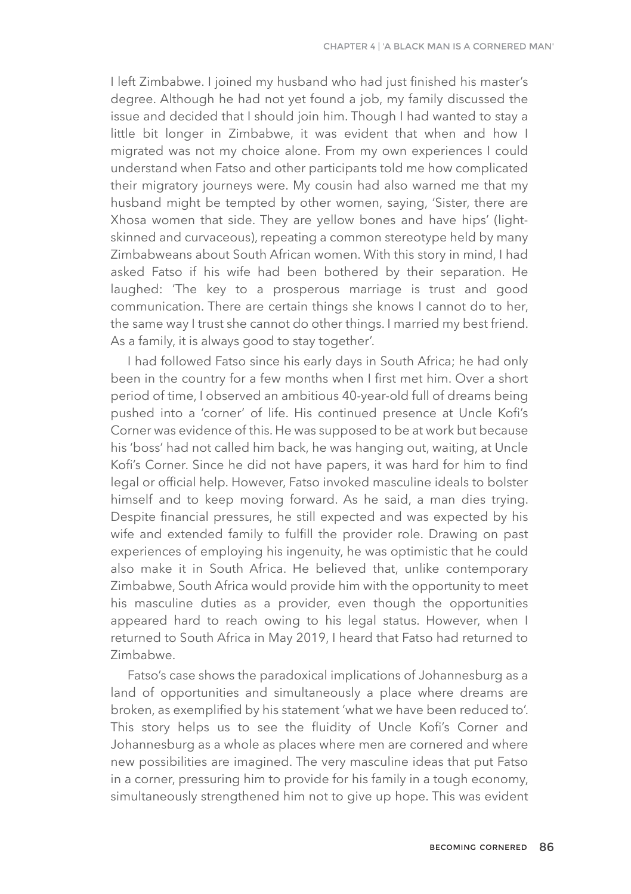I left Zimbabwe. I joined my husband who had just finished his master's degree. Although he had not yet found a job, my family discussed the issue and decided that I should join him. Though I had wanted to stay a little bit longer in Zimbabwe, it was evident that when and how I migrated was not my choice alone. From my own experiences I could understand when Fatso and other participants told me how complicated their migratory journeys were. My cousin had also warned me that my husband might be tempted by other women, saying, 'Sister, there are Xhosa women that side. They are yellow bones and have hips' (light-skinned and curvaceous), repeating a common stereotype held by many Zimbabweans about South African women. With this story in mind, I had asked Fatso if his wife had been bothered by their separation. He laughed: 'The key to a prosperous marriage is trust and good communication. There are certain things she knows I cannot do to her, the same way I trust she cannot do other things. I married my best friend. As a family, it is always good to stay together'.

I had followed Fatso since his early days in South Africa; he had only been in the country for a few months when I first met him. Over a short period of time, I observed an ambitious 40-year-old full of dreams being pushed into a 'corner' of life. His continued presence at Uncle Kofi's Corner was evidence of this. He was supposed to be at work but because his 'boss' had not called him back, he was hanging out, waiting, at Uncle Kofi's Corner. Since he did not have papers, it was hard for him to find legal or official help. However, Fatso invoked masculine ideals to bolster himself and to keep moving forward. As he said, a man dies trying. Despite financial pressures, he still expected and was expected by his wife and extended family to fulfill the provider role. Drawing on past experiences of employing his ingenuity, he was optimistic that he could also make it in South Africa. He believed that, unlike contemporary Zimbabwe, South Africa would provide him with the opportunity to meet his masculine duties as a provider, even though the opportunities appeared hard to reach owing to his legal status. However, when I returned to South Africa in May 2019, I heard that Fatso had returned to Zimbabwe.

Fatso's case shows the paradoxical implications of Johannesburg as a land of opportunities and simultaneously a place where dreams are broken, as exemplified by his statement 'what we have been reduced to'. This story helps us to see the fluidity of Uncle Kofi's Corner and Johannesburg as a whole as places where men are cornered and where new possibilities are imagined. The very masculine ideas that put Fatso in a corner, pressuring him to provide for his family in a tough economy, simultaneously strengthened him not to give up hope. This was evident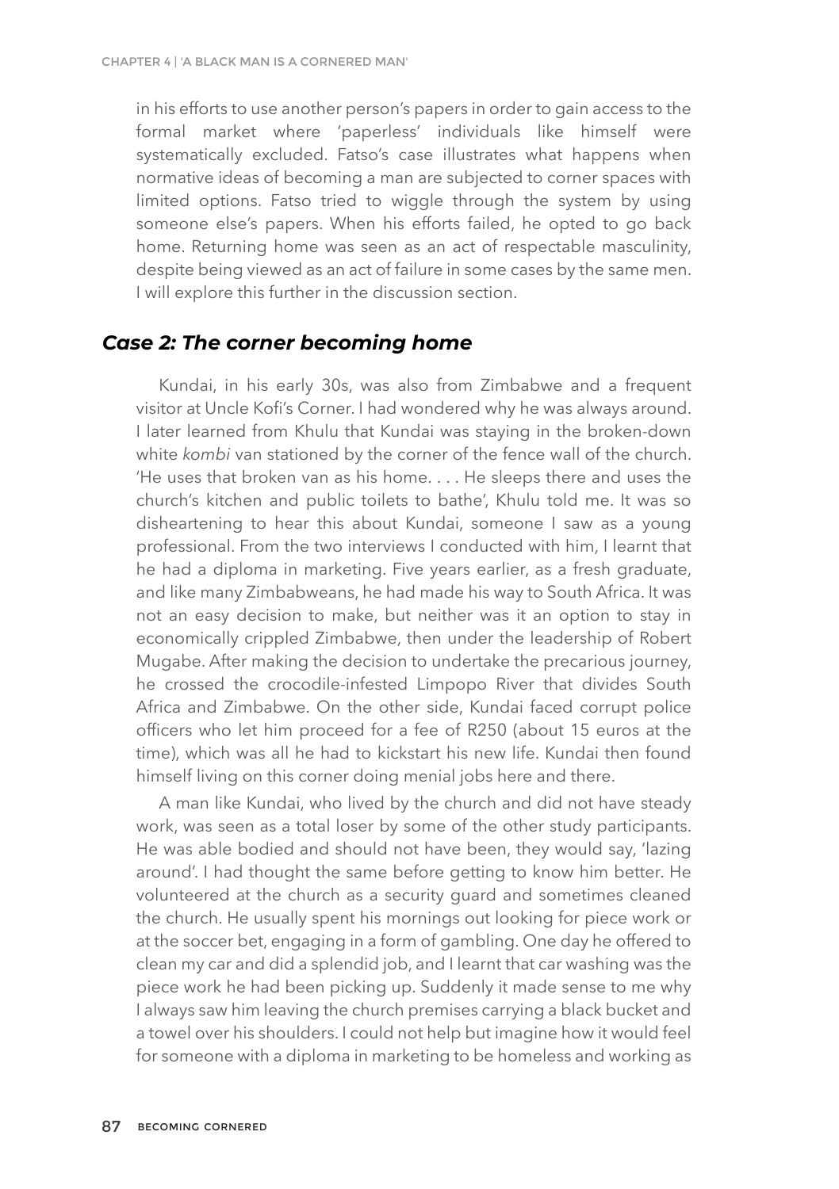in his efforts to use another person's papers in order to gain access to the formal market where 'paperless' individuals like himself were systematically excluded. Fatso's case illustrates what happens when normative ideas of becoming a man are subjected to corner spaces with limited options. Fatso tried to wiggle through the system by using someone else's papers. When his efforts failed, he opted to go back home. Returning home was seen as an act of respectable masculinity, despite being viewed as an act of failure in some cases by the same men. I will explore this further in the discussion section.

### *Case 2: The corner becoming home*

Kundai, in his early 30s, was also from Zimbabwe and a frequent visitor at Uncle Kofi's Corner. I had wondered why he was always around. I later learned from Khulu that Kundai was staying in the broken-down white *kombi* van stationed by the corner of the fence wall of the church. 'He uses that broken van as his home. . . . He sleeps there and uses the church's kitchen and public toilets to bathe', Khulu told me. It was so disheartening to hear this about Kundai, someone I saw as a young professional. From the two interviews I conducted with him, I learnt that he had a diploma in marketing. Five years earlier, as a fresh graduate, and like many Zimbabweans, he had made his way to South Africa. It was not an easy decision to make, but neither was it an option to stay in economically crippled Zimbabwe, then under the leadership of Robert Mugabe. After making the decision to undertake the precarious journey, he crossed the crocodile-infested Limpopo River that divides South Africa and Zimbabwe. On the other side, Kundai faced corrupt police officers who let him proceed for a fee of R250 (about 15 euros at the time), which was all he had to kickstart his new life. Kundai then found himself living on this corner doing menial jobs here and there.

A man like Kundai, who lived by the church and did not have steady work, was seen as a total loser by some of the other study participants. He was able bodied and should not have been, they would say, 'lazing around'. I had thought the same before getting to know him better. He volunteered at the church as a security guard and sometimes cleaned the church. He usually spent his mornings out looking for piece work or at the soccer bet, engaging in a form of gambling. One day he offered to clean my car and did a splendid job, and I learnt that car washing was the piece work he had been picking up. Suddenly it made sense to me why I always saw him leaving the church premises carrying a black bucket and a towel over his shoulders. I could not help but imagine how it would feel for someone with a diploma in marketing to be homeless and working as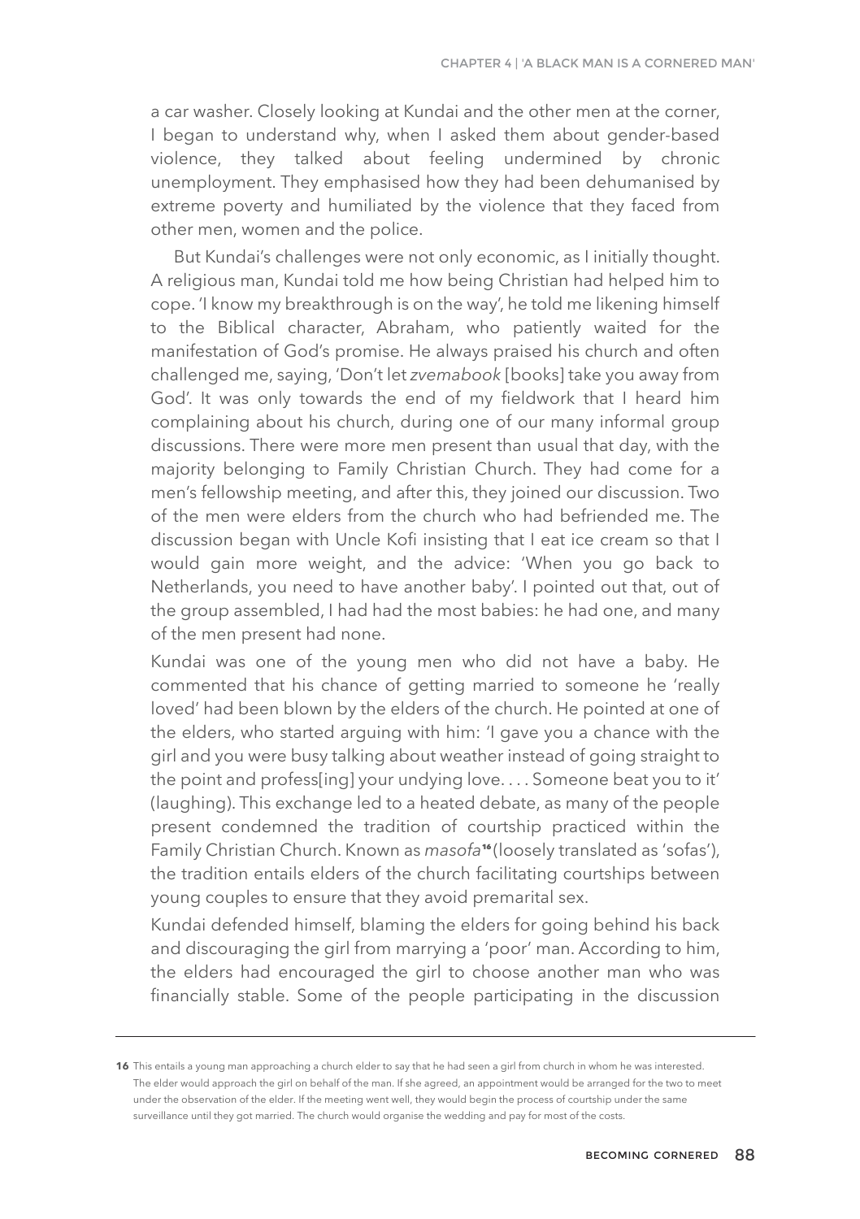a car washer. Closely looking at Kundai and the other men at the corner, I began to understand why, when I asked them about gender-based violence, they talked about feeling undermined by chronic unemployment. They emphasised how they had been dehumanised by extreme poverty and humiliated by the violence that they faced from other men, women and the police.

But Kundai's challenges were not only economic, as I initially thought. A religious man, Kundai told me how being Christian had helped him to cope. 'I know my breakthrough is on the way', he told me likening himself to the Biblical character, Abraham, who patiently waited for the manifestation of God's promise. He always praised his church and often challenged me, saying, 'Don't let *zvemabook* [books] take you away from God'. It was only towards the end of my fieldwork that I heard him complaining about his church, during one of our many informal group discussions. There were more men present than usual that day, with the majority belonging to Family Christian Church. They had come for a men's fellowship meeting, and after this, they joined our discussion. Two of the men were elders from the church who had befriended me. The discussion began with Uncle Kofi insisting that I eat ice cream so that I would gain more weight, and the advice: 'When you go back to Netherlands, you need to have another baby'. I pointed out that, out of the group assembled, I had had the most babies: he had one, and many of the men present had none.

Kundai was one of the young men who did not have a baby. He commented that his chance of getting married to someone he 'really loved' had been blown by the elders of the church. He pointed at one of the elders, who started arguing with him: 'I gave you a chance with the girl and you were busy talking about weather instead of going straight to the point and profess[ing] your undying love. . . . Someone beat you to it' (laughing). This exchange led to a heated debate, as many of the people present condemned the tradition of courtship practiced within the Family Christian Church. Known as *masofa*[16] (loosely translated as 'sofas'), the tradition entails elders of the church facilitating courtships between young couples to ensure that they avoid premarital sex.

Kundai defended himself, blaming the elders for going behind his back and discouraging the girl from marrying a 'poor' man. According to him, the elders had encouraged the girl to choose another man who was financially stable. Some of the people participating in the discussion

---

16 This entails a young man approaching a church elder to say that he had seen a girl from church in whom he was interested. The elder would approach the girl on behalf of the man. If she agreed, an appointment would be arranged for the two to meet under the observation of the elder. If the meeting went well, they would begin the process of courtship under the same surveillance until they got married. The church would organise the wedding and pay for most of the costs.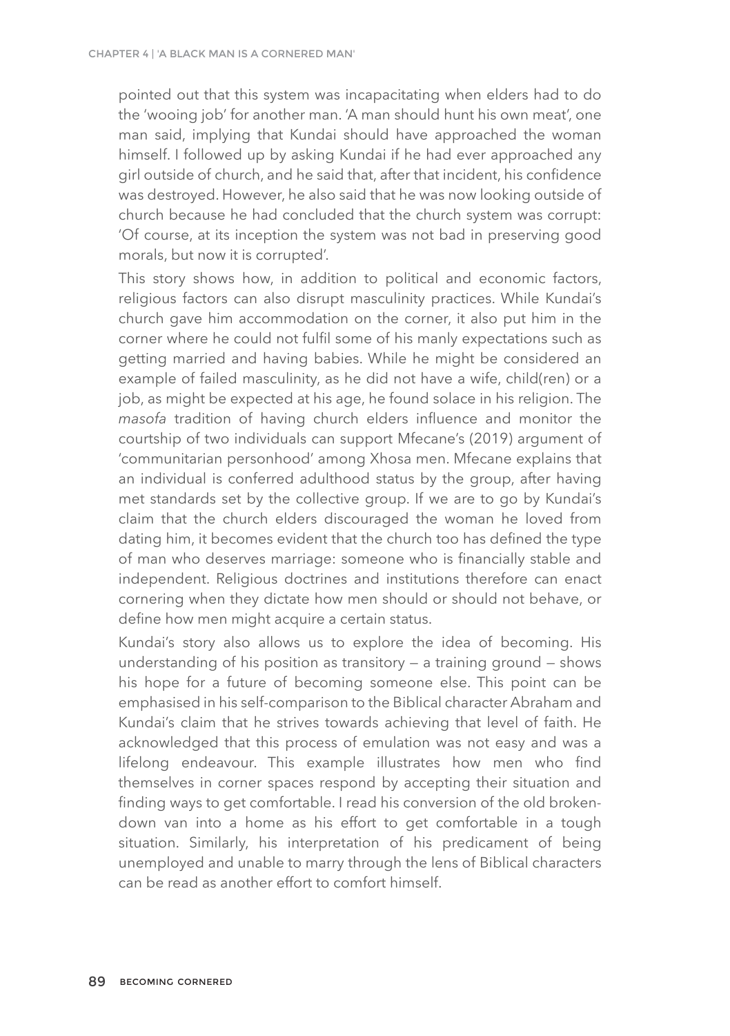pointed out that this system was incapacitating when elders had to do the 'wooing job' for another man. 'A man should hunt his own meat', one man said, implying that Kundai should have approached the woman himself. I followed up by asking Kundai if he had ever approached any girl outside of church, and he said that, after that incident, his confidence was destroyed. However, he also said that he was now looking outside of church because he had concluded that the church system was corrupt: 'Of course, at its inception the system was not bad in preserving good morals, but now it is corrupted'.

This story shows how, in addition to political and economic factors, religious factors can also disrupt masculinity practices. While Kundai's church gave him accommodation on the corner, it also put him in the corner where he could not fulfil some of his manly expectations such as getting married and having babies. While he might be considered an example of failed masculinity, as he did not have a wife, child(ren) or a job, as might be expected at his age, he found solace in his religion. The *masofa* tradition of having church elders influence and monitor the courtship of two individuals can support Mfecane's (2019) argument of 'communitarian personhood' among Xhosa men. Mfecane explains that an individual is conferred adulthood status by the group, after having met standards set by the collective group. If we are to go by Kundai's claim that the church elders discouraged the woman he loved from dating him, it becomes evident that the church too has defined the type of man who deserves marriage: someone who is financially stable and independent. Religious doctrines and institutions therefore can enact cornering when they dictate how men should or should not behave, or define how men might acquire a certain status.

Kundai's story also allows us to explore the idea of becoming. His understanding of his position as transitory — a training ground — shows his hope for a future of becoming someone else. This point can be emphasised in his self-comparison to the Biblical character Abraham and Kundai's claim that he strives towards achieving that level of faith. He acknowledged that this process of emulation was not easy and was a lifelong endeavour. This example illustrates how men who find themselves in corner spaces respond by accepting their situation and finding ways to get comfortable. I read his conversion of the old broken-down van into a home as his effort to get comfortable in a tough situation. Similarly, his interpretation of his predicament of being unemployed and unable to marry through the lens of Biblical characters can be read as another effort to comfort himself.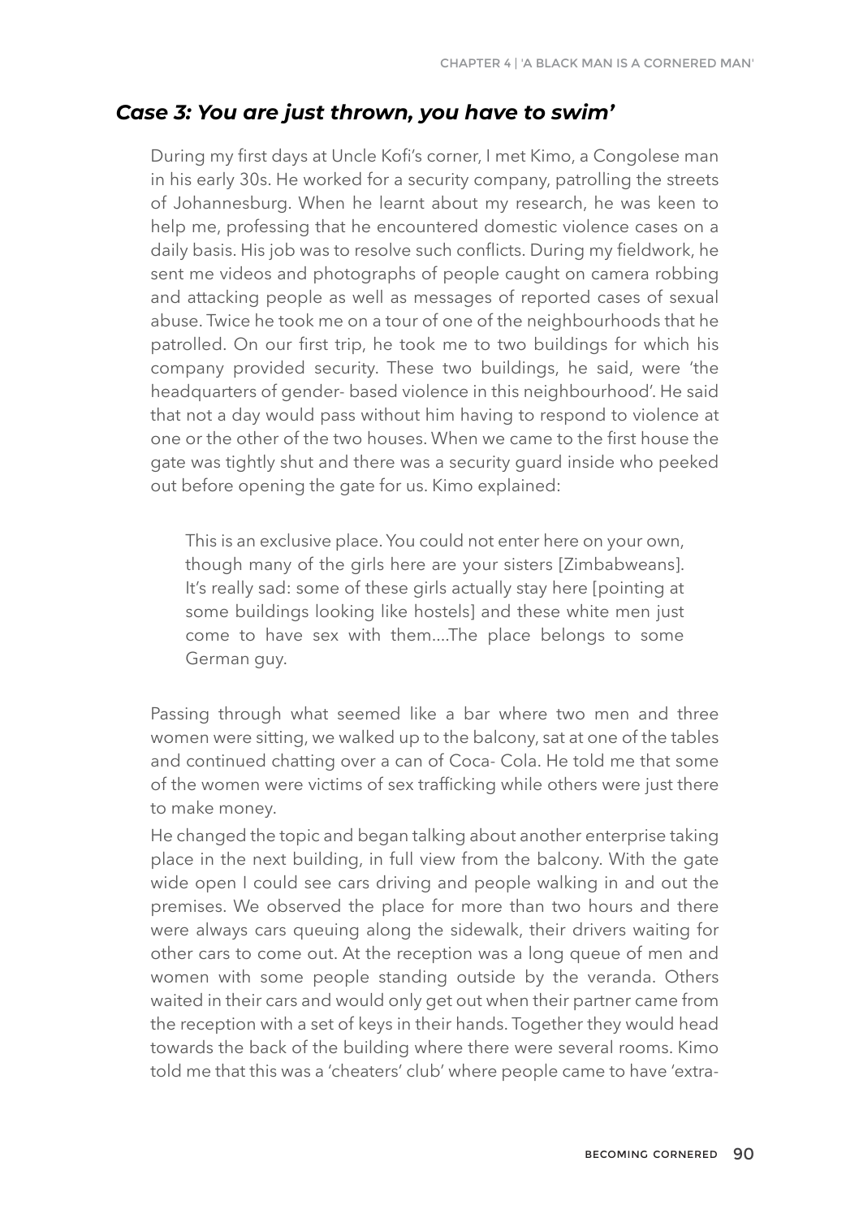### *Case 3: You are just thrown, you have to swim'*

During my first days at Uncle Kofi's corner, I met Kimo, a Congolese man in his early 30s. He worked for a security company, patrolling the streets of Johannesburg. When he learnt about my research, he was keen to help me, professing that he encountered domestic violence cases on a daily basis. His job was to resolve such conflicts. During my fieldwork, he sent me videos and photographs of people caught on camera robbing and attacking people as well as messages of reported cases of sexual abuse. Twice he took me on a tour of one of the neighbourhoods that he patrolled. On our first trip, he took me to two buildings for which his company provided security. These two buildings, he said, were 'the headquarters of gender- based violence in this neighbourhood'. He said that not a day would pass without him having to respond to violence at one or the other of the two houses. When we came to the first house the gate was tightly shut and there was a security guard inside who peeked out before opening the gate for us. Kimo explained:

> This is an exclusive place. You could not enter here on your own, though many of the girls here are your sisters [Zimbabweans]. It's really sad: some of these girls actually stay here [pointing at some buildings looking like hostels] and these white men just come to have sex with them....The place belongs to some German guy.

Passing through what seemed like a bar where two men and three women were sitting, we walked up to the balcony, sat at one of the tables and continued chatting over a can of Coca- Cola. He told me that some of the women were victims of sex trafficking while others were just there to make money.

He changed the topic and began talking about another enterprise taking place in the next building, in full view from the balcony. With the gate wide open I could see cars driving and people walking in and out the premises. We observed the place for more than two hours and there were always cars queuing along the sidewalk, their drivers waiting for other cars to come out. At the reception was a long queue of men and women with some people standing outside by the veranda. Others waited in their cars and would only get out when their partner came from the reception with a set of keys in their hands. Together they would head towards the back of the building where there were several rooms. Kimo told me that this was a 'cheaters' club' where people came to have 'extra-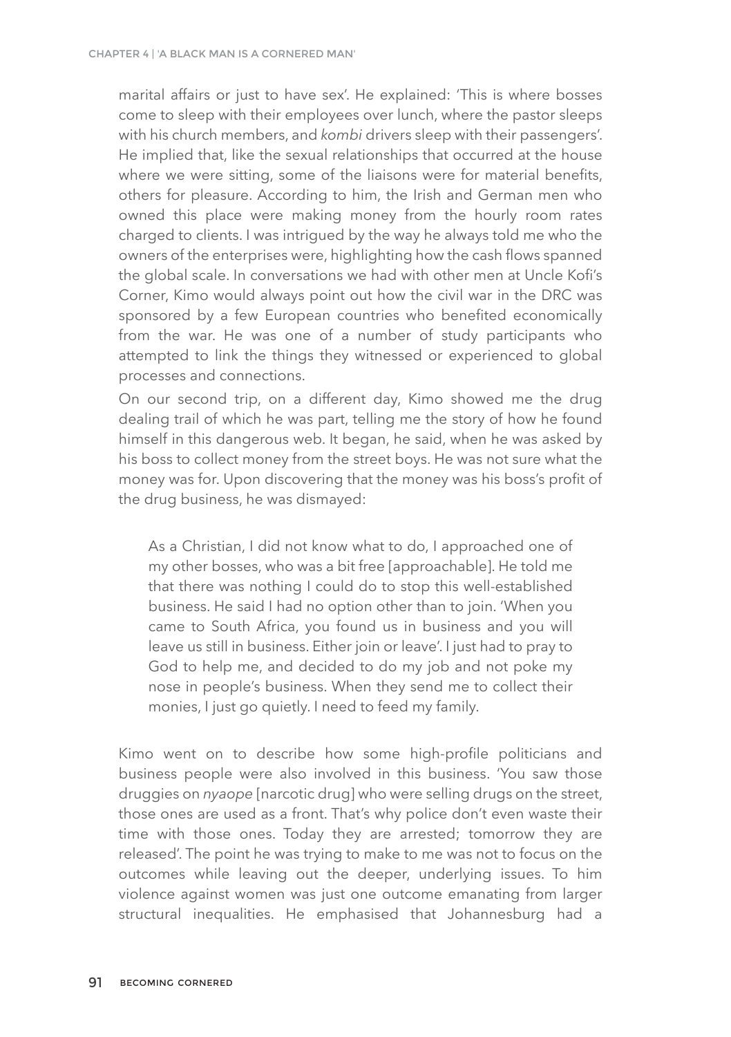marital affairs or just to have sex'. He explained: 'This is where bosses come to sleep with their employees over lunch, where the pastor sleeps with his church members, and *kombi* drivers sleep with their passengers'. He implied that, like the sexual relationships that occurred at the house where we were sitting, some of the liaisons were for material benefits, others for pleasure. According to him, the Irish and German men who owned this place were making money from the hourly room rates charged to clients. I was intrigued by the way he always told me who the owners of the enterprises were, highlighting how the cash flows spanned the global scale. In conversations we had with other men at Uncle Kofi's Corner, Kimo would always point out how the civil war in the DRC was sponsored by a few European countries who benefited economically from the war. He was one of a number of study participants who attempted to link the things they witnessed or experienced to global processes and connections.

On our second trip, on a different day, Kimo showed me the drug dealing trail of which he was part, telling me the story of how he found himself in this dangerous web. It began, he said, when he was asked by his boss to collect money from the street boys. He was not sure what the money was for. Upon discovering that the money was his boss's profit of the drug business, he was dismayed:

> As a Christian, I did not know what to do, I approached one of my other bosses, who was a bit free [approachable]. He told me that there was nothing I could do to stop this well-established business. He said I had no option other than to join. 'When you came to South Africa, you found us in business and you will leave us still in business. Either join or leave'. I just had to pray to God to help me, and decided to do my job and not poke my nose in people's business. When they send me to collect their monies, I just go quietly. I need to feed my family.

Kimo went on to describe how some high-profile politicians and business people were also involved in this business. 'You saw those druggies on *nyaope* [narcotic drug] who were selling drugs on the street, those ones are used as a front. That's why police don't even waste their time with those ones. Today they are arrested; tomorrow they are released'. The point he was trying to make to me was not to focus on the outcomes while leaving out the deeper, underlying issues. To him violence against women was just one outcome emanating from larger structural inequalities. He emphasised that Johannesburg had a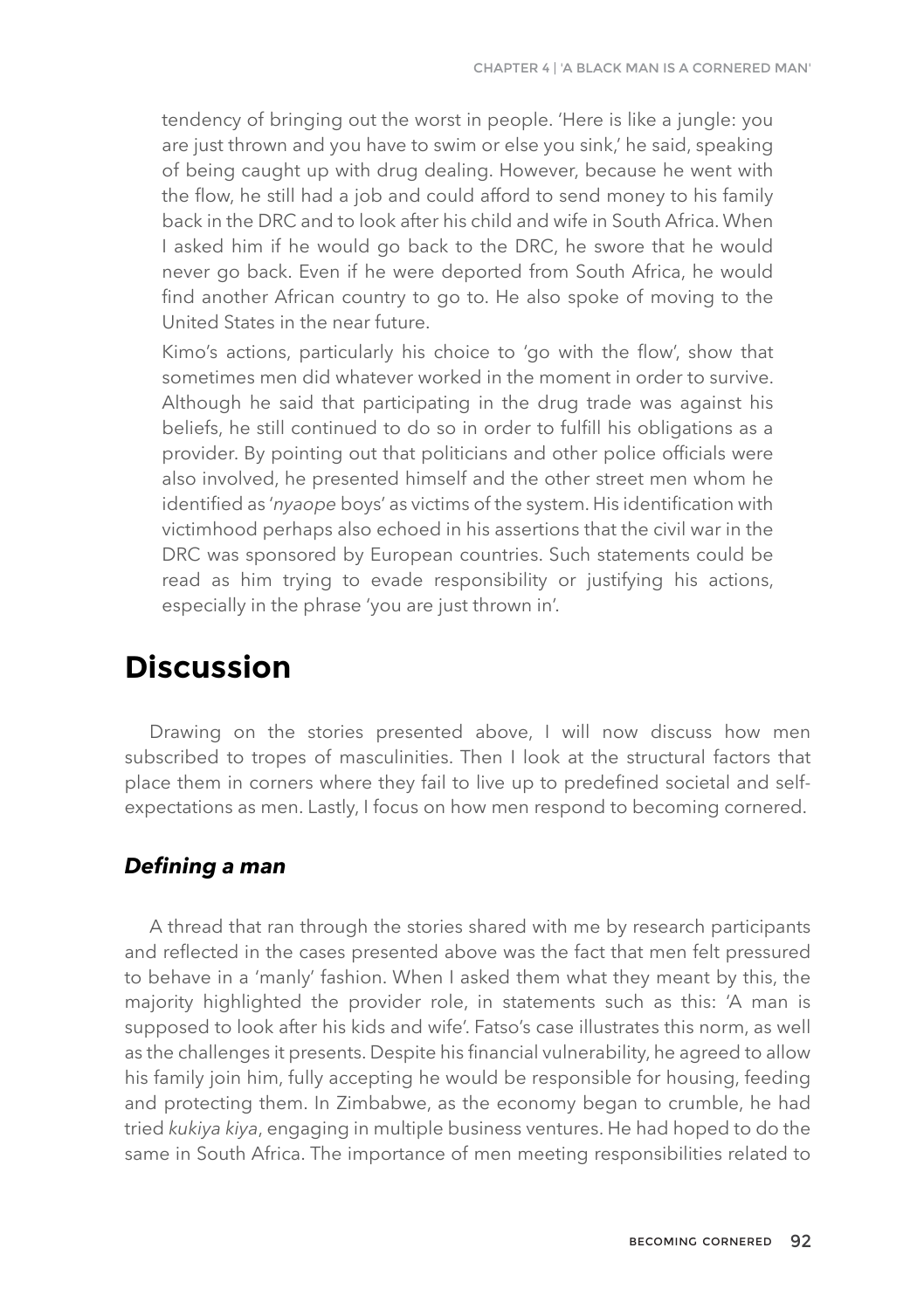tendency of bringing out the worst in people. 'Here is like a jungle: you are just thrown and you have to swim or else you sink,' he said, speaking of being caught up with drug dealing. However, because he went with the flow, he still had a job and could afford to send money to his family back in the DRC and to look after his child and wife in South Africa. When I asked him if he would go back to the DRC, he swore that he would never go back. Even if he were deported from South Africa, he would find another African country to go to. He also spoke of moving to the United States in the near future.

Kimo's actions, particularly his choice to 'go with the flow', show that sometimes men did whatever worked in the moment in order to survive. Although he said that participating in the drug trade was against his beliefs, he still continued to do so in order to fulfill his obligations as a provider. By pointing out that politicians and other police officials were also involved, he presented himself and the other street men whom he identified as '*nyaope* boys' as victims of the system. His identification with victimhood perhaps also echoed in his assertions that the civil war in the DRC was sponsored by European countries. Such statements could be read as him trying to evade responsibility or justifying his actions, especially in the phrase 'you are just thrown in'.

# Discussion

Drawing on the stories presented above, I will now discuss how men subscribed to tropes of masculinities. Then I look at the structural factors that place them in corners where they fail to live up to predefined societal and self-expectations as men. Lastly, I focus on how men respond to becoming cornered.

## *Defining a man*

A thread that ran through the stories shared with me by research participants and reflected in the cases presented above was the fact that men felt pressured to behave in a 'manly' fashion. When I asked them what they meant by this, the majority highlighted the provider role, in statements such as this: 'A man is supposed to look after his kids and wife'. Fatso's case illustrates this norm, as well as the challenges it presents. Despite his financial vulnerability, he agreed to allow his family join him, fully accepting he would be responsible for housing, feeding and protecting them. In Zimbabwe, as the economy began to crumble, he had tried *kukiya kiya*, engaging in multiple business ventures. He had hoped to do the same in South Africa. The importance of men meeting responsibilities related to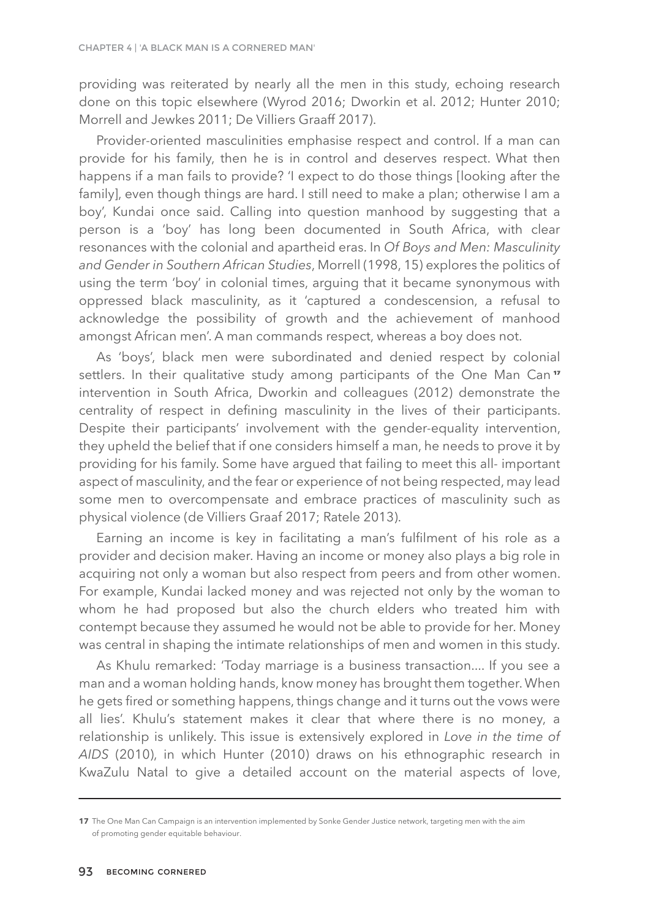providing was reiterated by nearly all the men in this study, echoing research done on this topic elsewhere (Wyrod 2016; Dworkin et al. 2012; Hunter 2010; Morrell and Jewkes 2011; De Villiers Graaff 2017).

Provider-oriented masculinities emphasise respect and control. If a man can provide for his family, then he is in control and deserves respect. What then happens if a man fails to provide? 'I expect to do those things [looking after the family], even though things are hard. I still need to make a plan; otherwise I am a boy', Kundai once said. Calling into question manhood by suggesting that a person is a 'boy' has long been documented in South Africa, with clear resonances with the colonial and apartheid eras. In *Of Boys and Men: Masculinity and Gender in Southern African Studies*, Morrell (1998, 15) explores the politics of using the term 'boy' in colonial times, arguing that it became synonymous with oppressed black masculinity, as it 'captured a condescension, a refusal to acknowledge the possibility of growth and the achievement of manhood amongst African men'. A man commands respect, whereas a boy does not.

As 'boys', black men were subordinated and denied respect by colonial settlers. In their qualitative study among participants of the One Man Can[17] intervention in South Africa, Dworkin and colleagues (2012) demonstrate the centrality of respect in defining masculinity in the lives of their participants. Despite their participants' involvement with the gender-equality intervention, they upheld the belief that if one considers himself a man, he needs to prove it by providing for his family. Some have argued that failing to meet this all- important aspect of masculinity, and the fear or experience of not being respected, may lead some men to overcompensate and embrace practices of masculinity such as physical violence (de Villiers Graaf 2017; Ratele 2013).

Earning an income is key in facilitating a man's fulfilment of his role as a provider and decision maker. Having an income or money also plays a big role in acquiring not only a woman but also respect from peers and from other women. For example, Kundai lacked money and was rejected not only by the woman to whom he had proposed but also the church elders who treated him with contempt because they assumed he would not be able to provide for her. Money was central in shaping the intimate relationships of men and women in this study.

As Khulu remarked: 'Today marriage is a business transaction.... If you see a man and a woman holding hands, know money has brought them together. When he gets fired or something happens, things change and it turns out the vows were all lies'. Khulu's statement makes it clear that where there is no money, a relationship is unlikely. This issue is extensively explored in *Love in the time of AIDS* (2010), in which Hunter (2010) draws on his ethnographic research in KwaZulu Natal to give a detailed account on the material aspects of love,

---

[17] The One Man Can Campaign is an intervention implemented by Sonke Gender Justice network, targeting men with the aim of promoting gender equitable behaviour.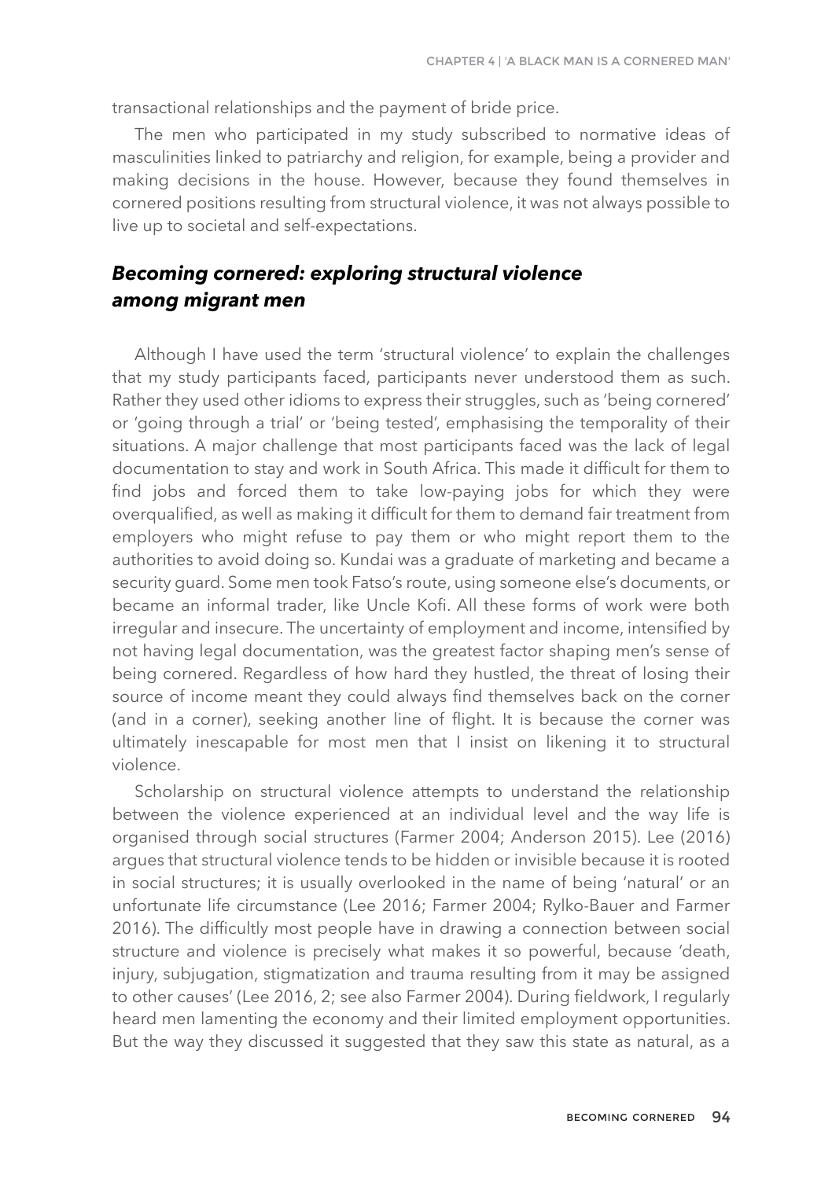transactional relationships and the payment of bride price.

The men who participated in my study subscribed to normative ideas of masculinities linked to patriarchy and religion, for example, being a provider and making decisions in the house. However, because they found themselves in cornered positions resulting from structural violence, it was not always possible to live up to societal and self-expectations.

## *Becoming cornered: exploring structural violence among migrant men*

Although I have used the term 'structural violence' to explain the challenges that my study participants faced, participants never understood them as such. Rather they used other idioms to express their struggles, such as 'being cornered' or 'going through a trial' or 'being tested', emphasising the temporality of their situations. A major challenge that most participants faced was the lack of legal documentation to stay and work in South Africa. This made it difficult for them to find jobs and forced them to take low-paying jobs for which they were overqualified, as well as making it difficult for them to demand fair treatment from employers who might refuse to pay them or who might report them to the authorities to avoid doing so. Kundai was a graduate of marketing and became a security guard. Some men took Fatso's route, using someone else's documents, or became an informal trader, like Uncle Kofi. All these forms of work were both irregular and insecure. The uncertainty of employment and income, intensified by not having legal documentation, was the greatest factor shaping men's sense of being cornered. Regardless of how hard they hustled, the threat of losing their source of income meant they could always find themselves back on the corner (and in a corner), seeking another line of flight. It is because the corner was ultimately inescapable for most men that I insist on likening it to structural violence.

Scholarship on structural violence attempts to understand the relationship between the violence experienced at an individual level and the way life is organised through social structures (Farmer 2004; Anderson 2015). Lee (2016) argues that structural violence tends to be hidden or invisible because it is rooted in social structures; it is usually overlooked in the name of being 'natural' or an unfortunate life circumstance (Lee 2016; Farmer 2004; Rylko-Bauer and Farmer 2016). The difficultly most people have in drawing a connection between social structure and violence is precisely what makes it so powerful, because 'death, injury, subjugation, stigmatization and trauma resulting from it may be assigned to other causes' (Lee 2016, 2; see also Farmer 2004). During fieldwork, I regularly heard men lamenting the economy and their limited employment opportunities. But the way they discussed it suggested that they saw this state as natural, as a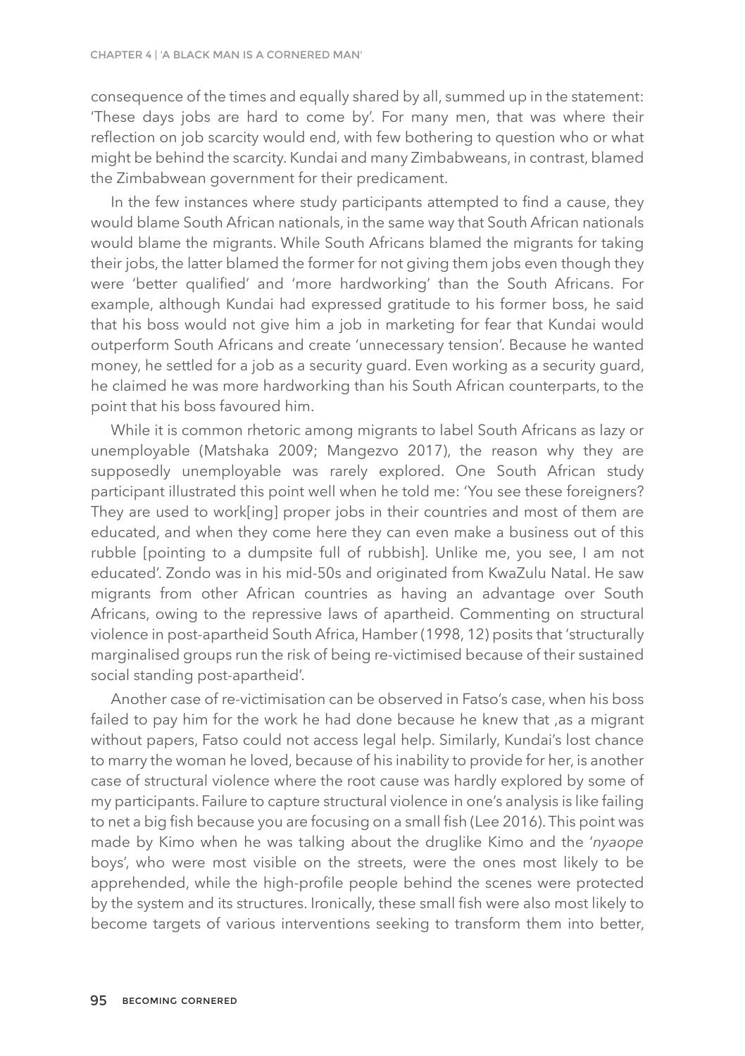consequence of the times and equally shared by all, summed up in the statement: 'These days jobs are hard to come by'. For many men, that was where their reflection on job scarcity would end, with few bothering to question who or what might be behind the scarcity. Kundai and many Zimbabweans, in contrast, blamed the Zimbabwean government for their predicament.

In the few instances where study participants attempted to find a cause, they would blame South African nationals, in the same way that South African nationals would blame the migrants. While South Africans blamed the migrants for taking their jobs, the latter blamed the former for not giving them jobs even though they were 'better qualified' and 'more hardworking' than the South Africans. For example, although Kundai had expressed gratitude to his former boss, he said that his boss would not give him a job in marketing for fear that Kundai would outperform South Africans and create 'unnecessary tension'. Because he wanted money, he settled for a job as a security guard. Even working as a security guard, he claimed he was more hardworking than his South African counterparts, to the point that his boss favoured him.

While it is common rhetoric among migrants to label South Africans as lazy or unemployable (Matshaka 2009; Mangezvo 2017), the reason why they are supposedly unemployable was rarely explored. One South African study participant illustrated this point well when he told me: 'You see these foreigners? They are used to work[ing] proper jobs in their countries and most of them are educated, and when they come here they can even make a business out of this rubble [pointing to a dumpsite full of rubbish]. Unlike me, you see, I am not educated'. Zondo was in his mid-50s and originated from KwaZulu Natal. He saw migrants from other African countries as having an advantage over South Africans, owing to the repressive laws of apartheid. Commenting on structural violence in post-apartheid South Africa, Hamber (1998, 12) posits that 'structurally marginalised groups run the risk of being re-victimised because of their sustained social standing post-apartheid'.

Another case of re-victimisation can be observed in Fatso's case, when his boss failed to pay him for the work he had done because he knew that ,as a migrant without papers, Fatso could not access legal help. Similarly, Kundai's lost chance to marry the woman he loved, because of his inability to provide for her, is another case of structural violence where the root cause was hardly explored by some of my participants. Failure to capture structural violence in one's analysis is like failing to net a big fish because you are focusing on a small fish (Lee 2016). This point was made by Kimo when he was talking about the druglike Kimo and the '*nyaope* boys', who were most visible on the streets, were the ones most likely to be apprehended, while the high-profile people behind the scenes were protected by the system and its structures. Ironically, these small fish were also most likely to become targets of various interventions seeking to transform them into better,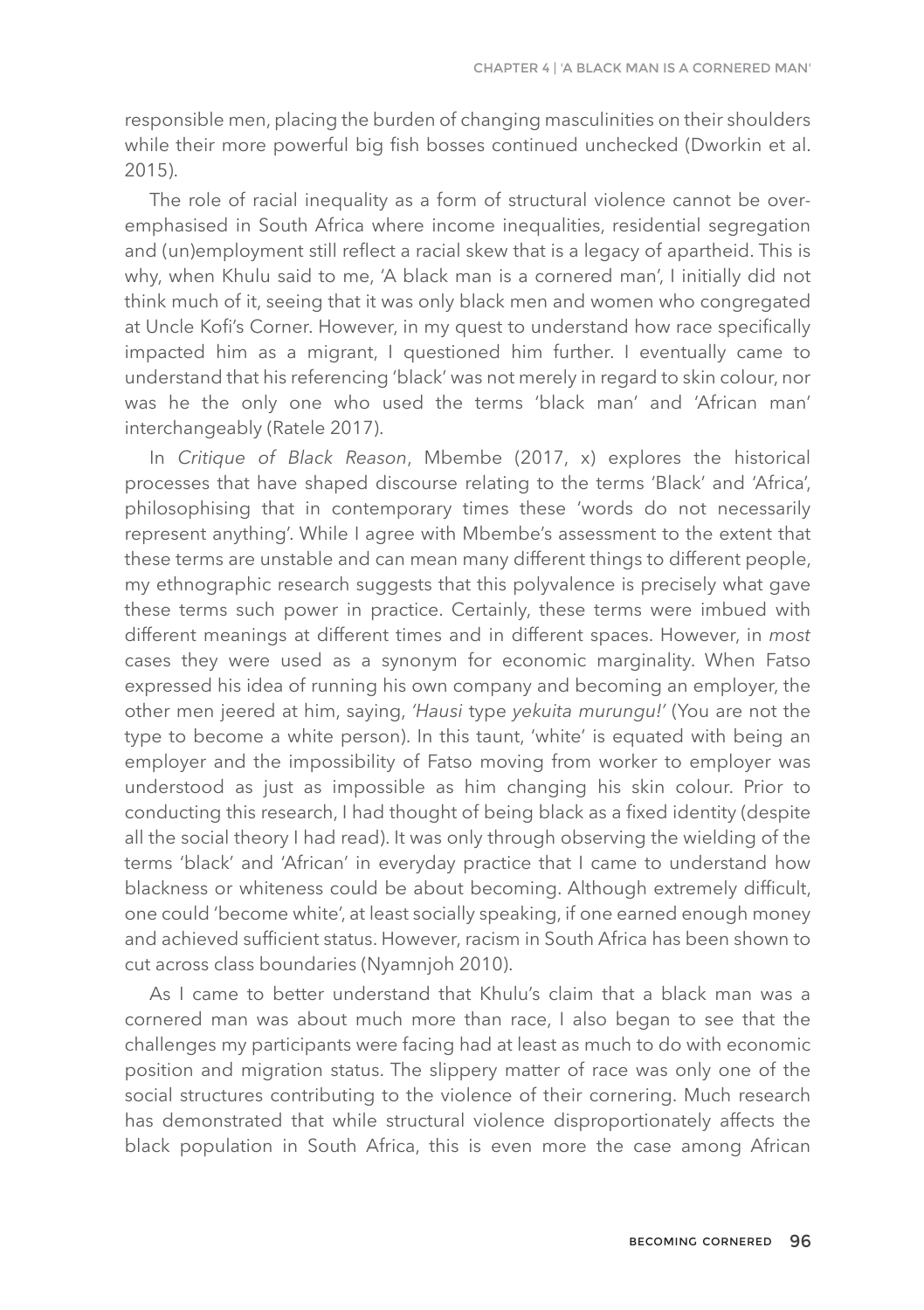responsible men, placing the burden of changing masculinities on their shoulders while their more powerful big fish bosses continued unchecked (Dworkin et al. 2015).

The role of racial inequality as a form of structural violence cannot be overemphasised in South Africa where income inequalities, residential segregation and (un)employment still reflect a racial skew that is a legacy of apartheid. This is why, when Khulu said to me, 'A black man is a cornered man', I initially did not think much of it, seeing that it was only black men and women who congregated at Uncle Kofi's Corner. However, in my quest to understand how race specifically impacted him as a migrant, I questioned him further. I eventually came to understand that his referencing 'black' was not merely in regard to skin colour, nor was he the only one who used the terms 'black man' and 'African man' interchangeably (Ratele 2017).

In *Critique of Black Reason*, Mbembe (2017, x) explores the historical processes that have shaped discourse relating to the terms 'Black' and 'Africa', philosophising that in contemporary times these 'words do not necessarily represent anything'. While I agree with Mbembe's assessment to the extent that these terms are unstable and can mean many different things to different people, my ethnographic research suggests that this polyvalence is precisely what gave these terms such power in practice. Certainly, these terms were imbued with different meanings at different times and in different spaces. However, in *most* cases they were used as a synonym for economic marginality. When Fatso expressed his idea of running his own company and becoming an employer, the other men jeered at him, saying, *'Hausi* type *yekuita murungu!'* (You are not the type to become a white person). In this taunt, 'white' is equated with being an employer and the impossibility of Fatso moving from worker to employer was understood as just as impossible as him changing his skin colour. Prior to conducting this research, I had thought of being black as a fixed identity (despite all the social theory I had read). It was only through observing the wielding of the terms 'black' and 'African' in everyday practice that I came to understand how blackness or whiteness could be about becoming. Although extremely difficult, one could 'become white', at least socially speaking, if one earned enough money and achieved sufficient status. However, racism in South Africa has been shown to cut across class boundaries (Nyamnjoh 2010).

As I came to better understand that Khulu's claim that a black man was a cornered man was about much more than race, I also began to see that the challenges my participants were facing had at least as much to do with economic position and migration status. The slippery matter of race was only one of the social structures contributing to the violence of their cornering. Much research has demonstrated that while structural violence disproportionately affects the black population in South Africa, this is even more the case among African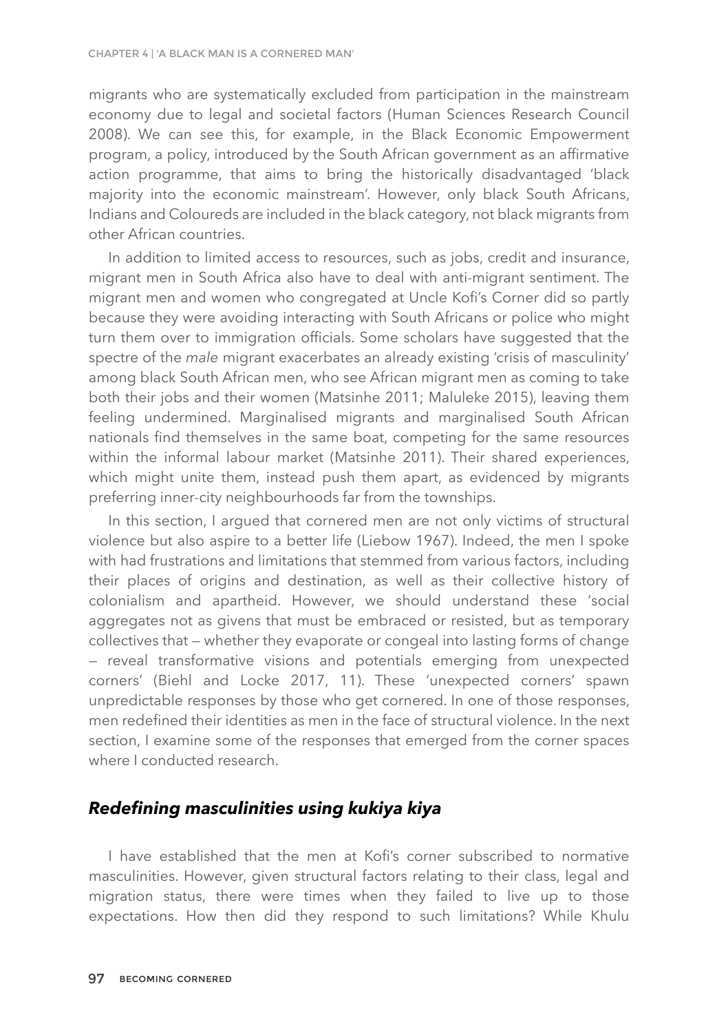migrants who are systematically excluded from participation in the mainstream economy due to legal and societal factors (Human Sciences Research Council 2008). We can see this, for example, in the Black Economic Empowerment program, a policy, introduced by the South African government as an affirmative action programme, that aims to bring the historically disadvantaged 'black majority into the economic mainstream'. However, only black South Africans, Indians and Coloureds are included in the black category, not black migrants from other African countries.

In addition to limited access to resources, such as jobs, credit and insurance, migrant men in South Africa also have to deal with anti-migrant sentiment. The migrant men and women who congregated at Uncle Kofi's Corner did so partly because they were avoiding interacting with South Africans or police who might turn them over to immigration officials. Some scholars have suggested that the spectre of the *male* migrant exacerbates an already existing 'crisis of masculinity' among black South African men, who see African migrant men as coming to take both their jobs and their women (Matsinhe 2011; Maluleke 2015), leaving them feeling undermined. Marginalised migrants and marginalised South African nationals find themselves in the same boat, competing for the same resources within the informal labour market (Matsinhe 2011). Their shared experiences, which might unite them, instead push them apart, as evidenced by migrants preferring inner-city neighbourhoods far from the townships.

In this section, I argued that cornered men are not only victims of structural violence but also aspire to a better life (Liebow 1967). Indeed, the men I spoke with had frustrations and limitations that stemmed from various factors, including their places of origins and destination, as well as their collective history of colonialism and apartheid. However, we should understand these 'social aggregates not as givens that must be embraced or resisted, but as temporary collectives that — whether they evaporate or congeal into lasting forms of change — reveal transformative visions and potentials emerging from unexpected corners' (Biehl and Locke 2017, 11). These 'unexpected corners' spawn unpredictable responses by those who get cornered. In one of those responses, men redefined their identities as men in the face of structural violence. In the next section, I examine some of the responses that emerged from the corner spaces where I conducted research.

## ***Redefining masculinities using kukiya kiya***

I have established that the men at Kofi's corner subscribed to normative masculinities. However, given structural factors relating to their class, legal and migration status, there were times when they failed to live up to those expectations. How then did they respond to such limitations? While Khulu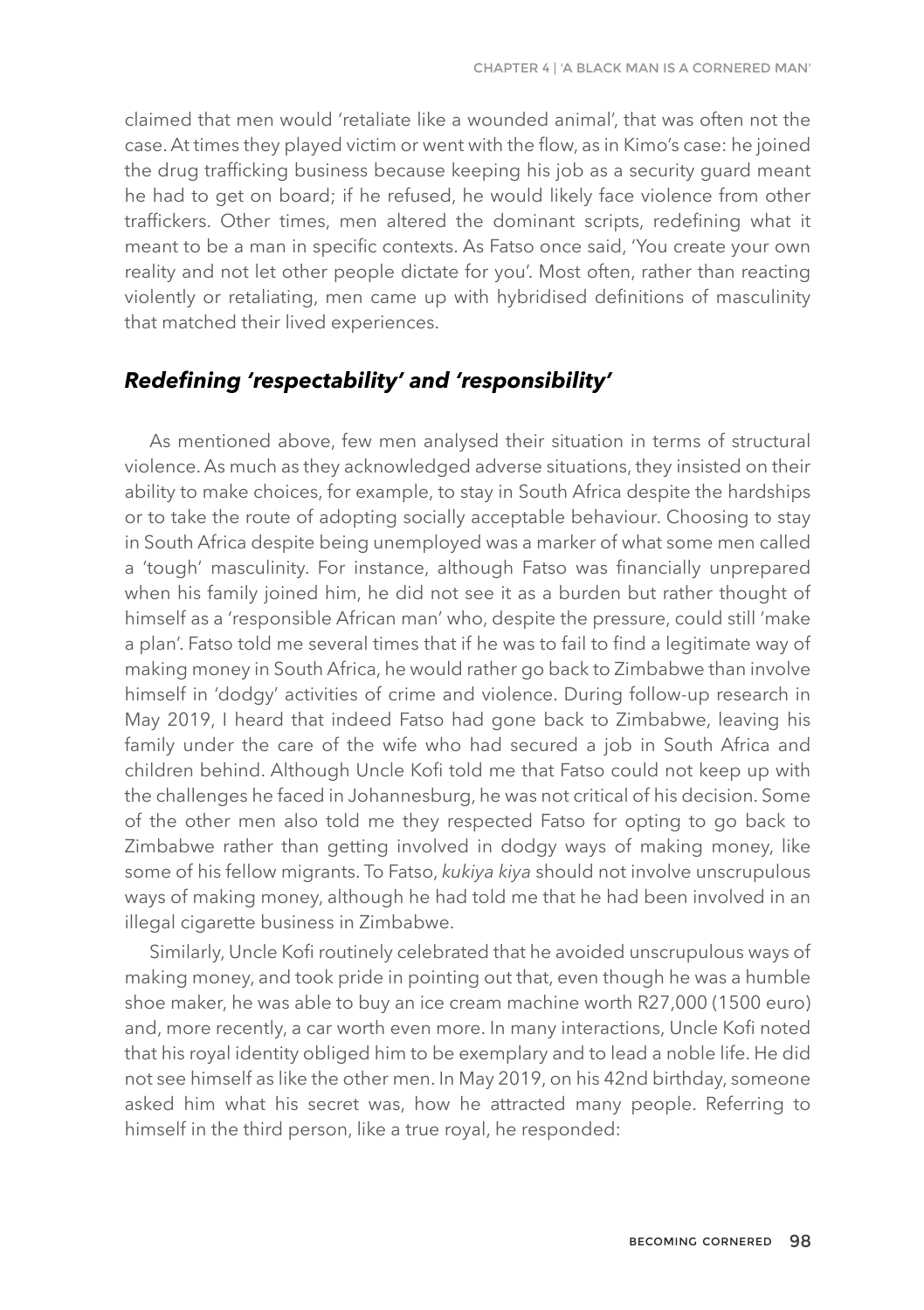claimed that men would 'retaliate like a wounded animal', that was often not the case. At times they played victim or went with the flow, as in Kimo's case: he joined the drug trafficking business because keeping his job as a security guard meant he had to get on board; if he refused, he would likely face violence from other traffickers. Other times, men altered the dominant scripts, redefining what it meant to be a man in specific contexts. As Fatso once said, 'You create your own reality and not let other people dictate for you'. Most often, rather than reacting violently or retaliating, men came up with hybridised definitions of masculinity that matched their lived experiences.

## *Redefining 'respectability' and 'responsibility'*

As mentioned above, few men analysed their situation in terms of structural violence. As much as they acknowledged adverse situations, they insisted on their ability to make choices, for example, to stay in South Africa despite the hardships or to take the route of adopting socially acceptable behaviour. Choosing to stay in South Africa despite being unemployed was a marker of what some men called a 'tough' masculinity. For instance, although Fatso was financially unprepared when his family joined him, he did not see it as a burden but rather thought of himself as a 'responsible African man' who, despite the pressure, could still 'make a plan'. Fatso told me several times that if he was to fail to find a legitimate way of making money in South Africa, he would rather go back to Zimbabwe than involve himself in 'dodgy' activities of crime and violence. During follow-up research in May 2019, I heard that indeed Fatso had gone back to Zimbabwe, leaving his family under the care of the wife who had secured a job in South Africa and children behind. Although Uncle Kofi told me that Fatso could not keep up with the challenges he faced in Johannesburg, he was not critical of his decision. Some of the other men also told me they respected Fatso for opting to go back to Zimbabwe rather than getting involved in dodgy ways of making money, like some of his fellow migrants. To Fatso, *kukiya kiya* should not involve unscrupulous ways of making money, although he had told me that he had been involved in an illegal cigarette business in Zimbabwe.

Similarly, Uncle Kofi routinely celebrated that he avoided unscrupulous ways of making money, and took pride in pointing out that, even though he was a humble shoe maker, he was able to buy an ice cream machine worth R27,000 (1500 euro) and, more recently, a car worth even more. In many interactions, Uncle Kofi noted that his royal identity obliged him to be exemplary and to lead a noble life. He did not see himself as like the other men. In May 2019, on his 42nd birthday, someone asked him what his secret was, how he attracted many people. Referring to himself in the third person, like a true royal, he responded: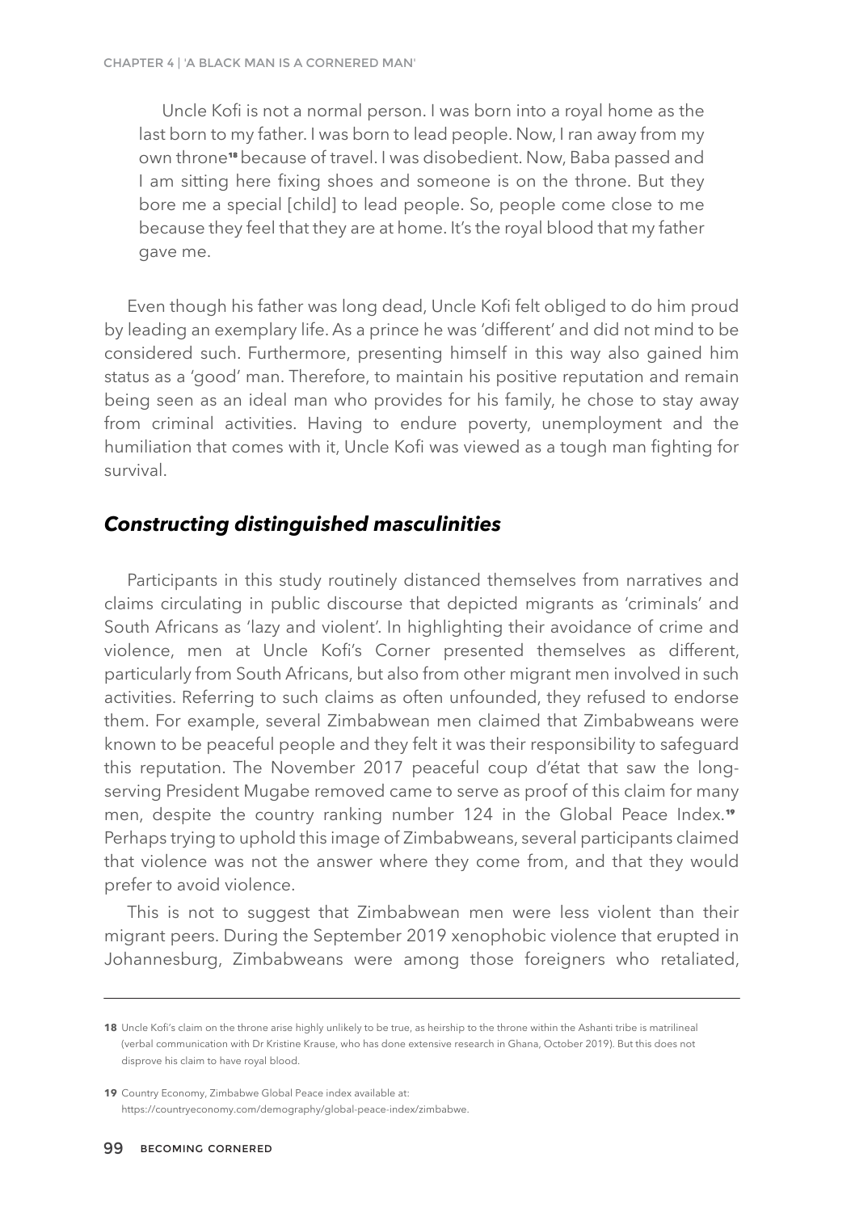Uncle Kofi is not a normal person. I was born into a royal home as the last born to my father. I was born to lead people. Now, I ran away from my own throne[18] because of travel. I was disobedient. Now, Baba passed and I am sitting here fixing shoes and someone is on the throne. But they bore me a special [child] to lead people. So, people come close to me because they feel that they are at home. It's the royal blood that my father gave me.

Even though his father was long dead, Uncle Kofi felt obliged to do him proud by leading an exemplary life. As a prince he was 'different' and did not mind to be considered such. Furthermore, presenting himself in this way also gained him status as a 'good' man. Therefore, to maintain his positive reputation and remain being seen as an ideal man who provides for his family, he chose to stay away from criminal activities. Having to endure poverty, unemployment and the humiliation that comes with it, Uncle Kofi was viewed as a tough man fighting for survival.

## *Constructing distinguished masculinities*

Participants in this study routinely distanced themselves from narratives and claims circulating in public discourse that depicted migrants as 'criminals' and South Africans as 'lazy and violent'. In highlighting their avoidance of crime and violence, men at Uncle Kofi's Corner presented themselves as different, particularly from South Africans, but also from other migrant men involved in such activities. Referring to such claims as often unfounded, they refused to endorse them. For example, several Zimbabwean men claimed that Zimbabweans were known to be peaceful people and they felt it was their responsibility to safeguard this reputation. The November 2017 peaceful coup d'état that saw the long-serving President Mugabe removed came to serve as proof of this claim for many men, despite the country ranking number 124 in the Global Peace Index.[19] Perhaps trying to uphold this image of Zimbabweans, several participants claimed that violence was not the answer where they come from, and that they would prefer to avoid violence.

This is not to suggest that Zimbabwean men were less violent than their migrant peers. During the September 2019 xenophobic violence that erupted in Johannesburg, Zimbabweans were among those foreigners who retaliated,

---

**18** Uncle Kofi's claim on the throne arise highly unlikely to be true, as heirship to the throne within the Ashanti tribe is matrilineal (verbal communication with Dr Kristine Krause, who has done extensive research in Ghana, October 2019). But this does not disprove his claim to have royal blood.

**19** Country Economy, Zimbabwe Global Peace index available at: https://countryeconomy.com/demography/global-peace-index/zimbabwe.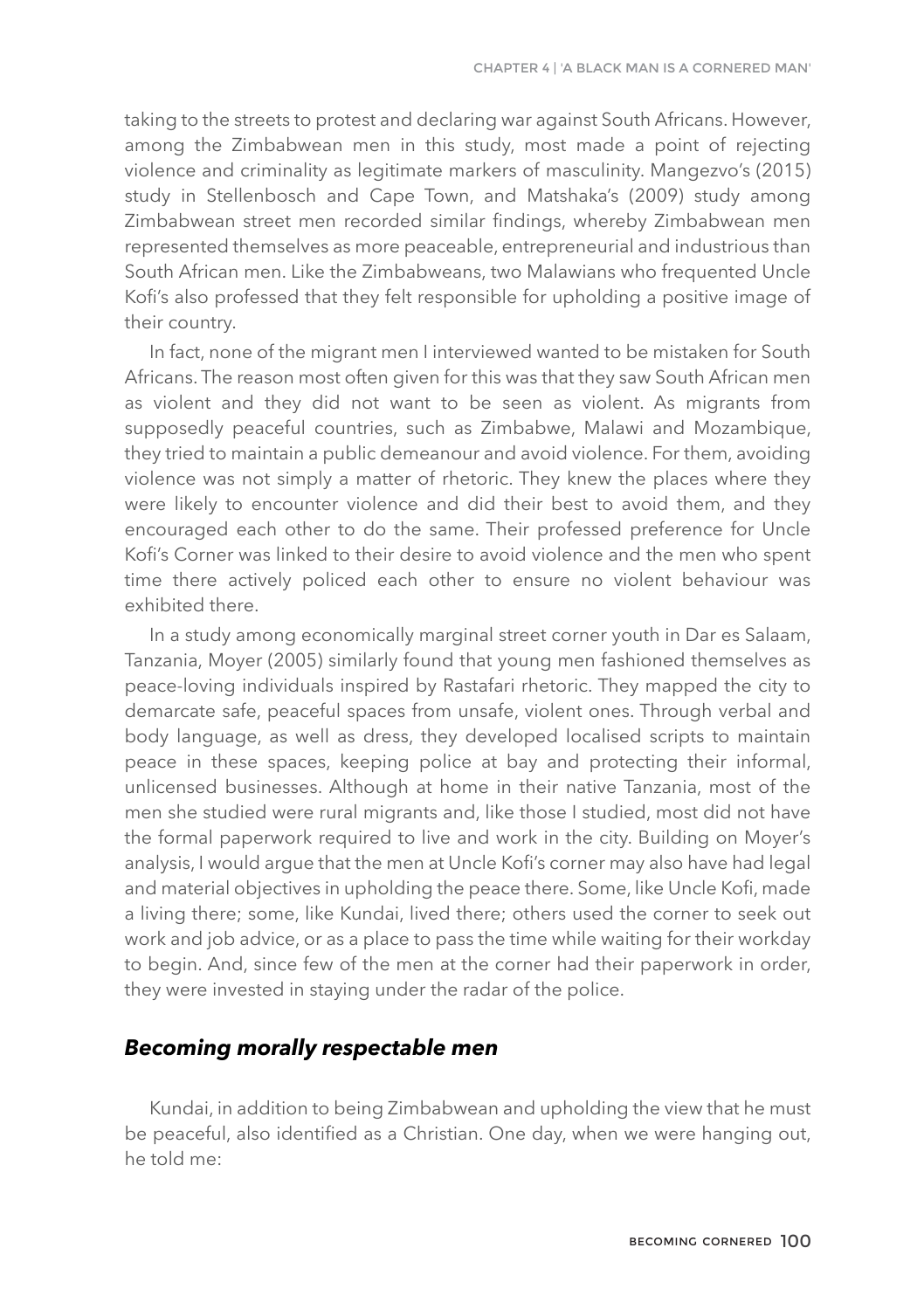taking to the streets to protest and declaring war against South Africans. However, among the Zimbabwean men in this study, most made a point of rejecting violence and criminality as legitimate markers of masculinity. Mangezvo's (2015) study in Stellenbosch and Cape Town, and Matshaka's (2009) study among Zimbabwean street men recorded similar findings, whereby Zimbabwean men represented themselves as more peaceable, entrepreneurial and industrious than South African men. Like the Zimbabweans, two Malawians who frequented Uncle Kofi's also professed that they felt responsible for upholding a positive image of their country.

In fact, none of the migrant men I interviewed wanted to be mistaken for South Africans. The reason most often given for this was that they saw South African men as violent and they did not want to be seen as violent. As migrants from supposedly peaceful countries, such as Zimbabwe, Malawi and Mozambique, they tried to maintain a public demeanour and avoid violence. For them, avoiding violence was not simply a matter of rhetoric. They knew the places where they were likely to encounter violence and did their best to avoid them, and they encouraged each other to do the same. Their professed preference for Uncle Kofi's Corner was linked to their desire to avoid violence and the men who spent time there actively policed each other to ensure no violent behaviour was exhibited there.

In a study among economically marginal street corner youth in Dar es Salaam, Tanzania, Moyer (2005) similarly found that young men fashioned themselves as peace-loving individuals inspired by Rastafari rhetoric. They mapped the city to demarcate safe, peaceful spaces from unsafe, violent ones. Through verbal and body language, as well as dress, they developed localised scripts to maintain peace in these spaces, keeping police at bay and protecting their informal, unlicensed businesses. Although at home in their native Tanzania, most of the men she studied were rural migrants and, like those I studied, most did not have the formal paperwork required to live and work in the city. Building on Moyer's analysis, I would argue that the men at Uncle Kofi's corner may also have had legal and material objectives in upholding the peace there. Some, like Uncle Kofi, made a living there; some, like Kundai, lived there; others used the corner to seek out work and job advice, or as a place to pass the time while waiting for their workday to begin. And, since few of the men at the corner had their paperwork in order, they were invested in staying under the radar of the police.

## *Becoming morally respectable men*

Kundai, in addition to being Zimbabwean and upholding the view that he must be peaceful, also identified as a Christian. One day, when we were hanging out, he told me: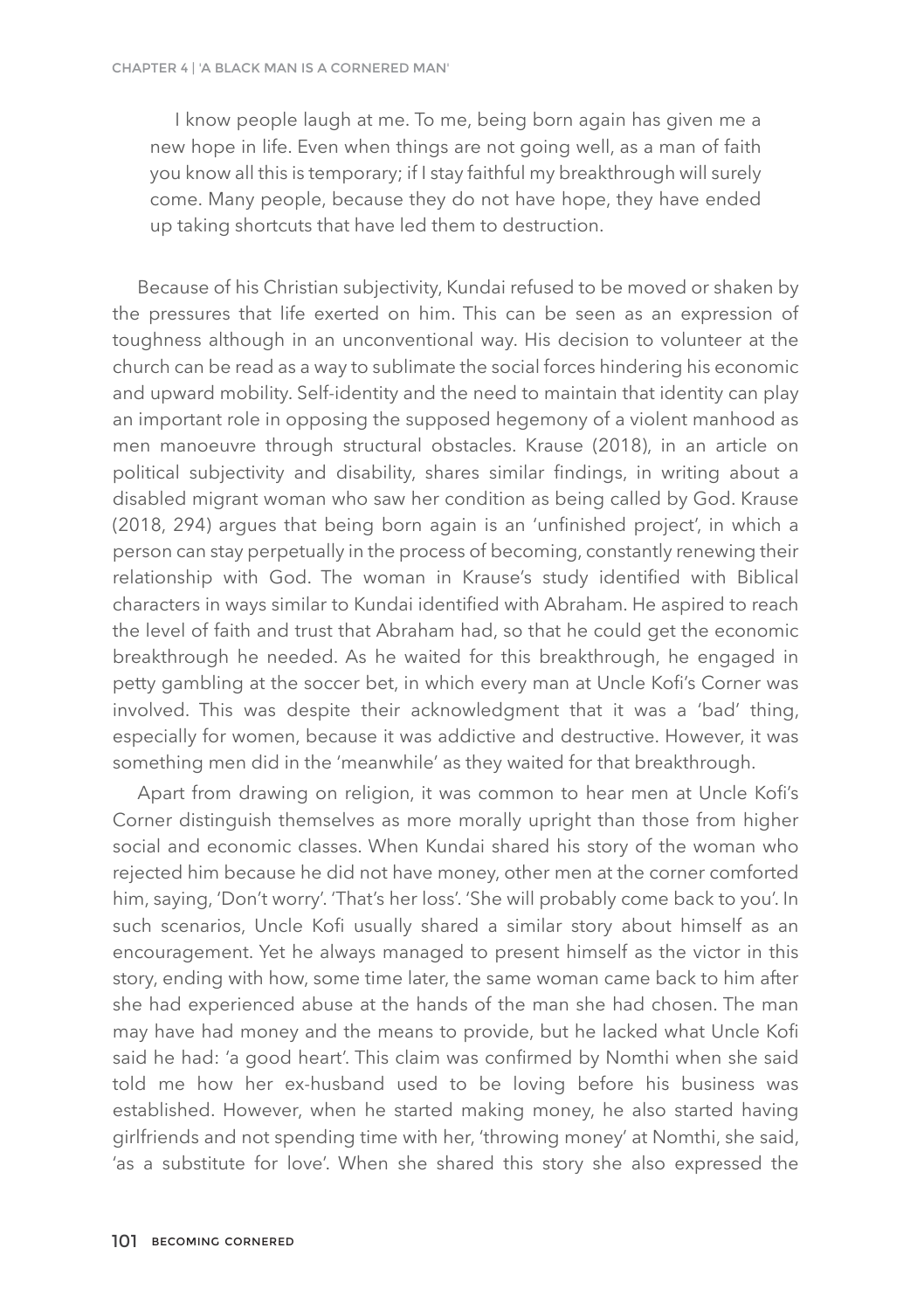> I know people laugh at me. To me, being born again has given me a new hope in life. Even when things are not going well, as a man of faith you know all this is temporary; if I stay faithful my breakthrough will surely come. Many people, because they do not have hope, they have ended up taking shortcuts that have led them to destruction.

Because of his Christian subjectivity, Kundai refused to be moved or shaken by the pressures that life exerted on him. This can be seen as an expression of toughness although in an unconventional way. His decision to volunteer at the church can be read as a way to sublimate the social forces hindering his economic and upward mobility. Self-identity and the need to maintain that identity can play an important role in opposing the supposed hegemony of a violent manhood as men manoeuvre through structural obstacles. Krause (2018), in an article on political subjectivity and disability, shares similar findings, in writing about a disabled migrant woman who saw her condition as being called by God. Krause (2018, 294) argues that being born again is an 'unfinished project', in which a person can stay perpetually in the process of becoming, constantly renewing their relationship with God. The woman in Krause's study identified with Biblical characters in ways similar to Kundai identified with Abraham. He aspired to reach the level of faith and trust that Abraham had, so that he could get the economic breakthrough he needed. As he waited for this breakthrough, he engaged in petty gambling at the soccer bet, in which every man at Uncle Kofi's Corner was involved. This was despite their acknowledgment that it was a 'bad' thing, especially for women, because it was addictive and destructive. However, it was something men did in the 'meanwhile' as they waited for that breakthrough.

Apart from drawing on religion, it was common to hear men at Uncle Kofi's Corner distinguish themselves as more morally upright than those from higher social and economic classes. When Kundai shared his story of the woman who rejected him because he did not have money, other men at the corner comforted him, saying, 'Don't worry'. 'That's her loss'. 'She will probably come back to you'. In such scenarios, Uncle Kofi usually shared a similar story about himself as an encouragement. Yet he always managed to present himself as the victor in this story, ending with how, some time later, the same woman came back to him after she had experienced abuse at the hands of the man she had chosen. The man may have had money and the means to provide, but he lacked what Uncle Kofi said he had: 'a good heart'. This claim was confirmed by Nomthi when she said told me how her ex-husband used to be loving before his business was established. However, when he started making money, he also started having girlfriends and not spending time with her, 'throwing money' at Nomthi, she said, 'as a substitute for love'. When she shared this story she also expressed the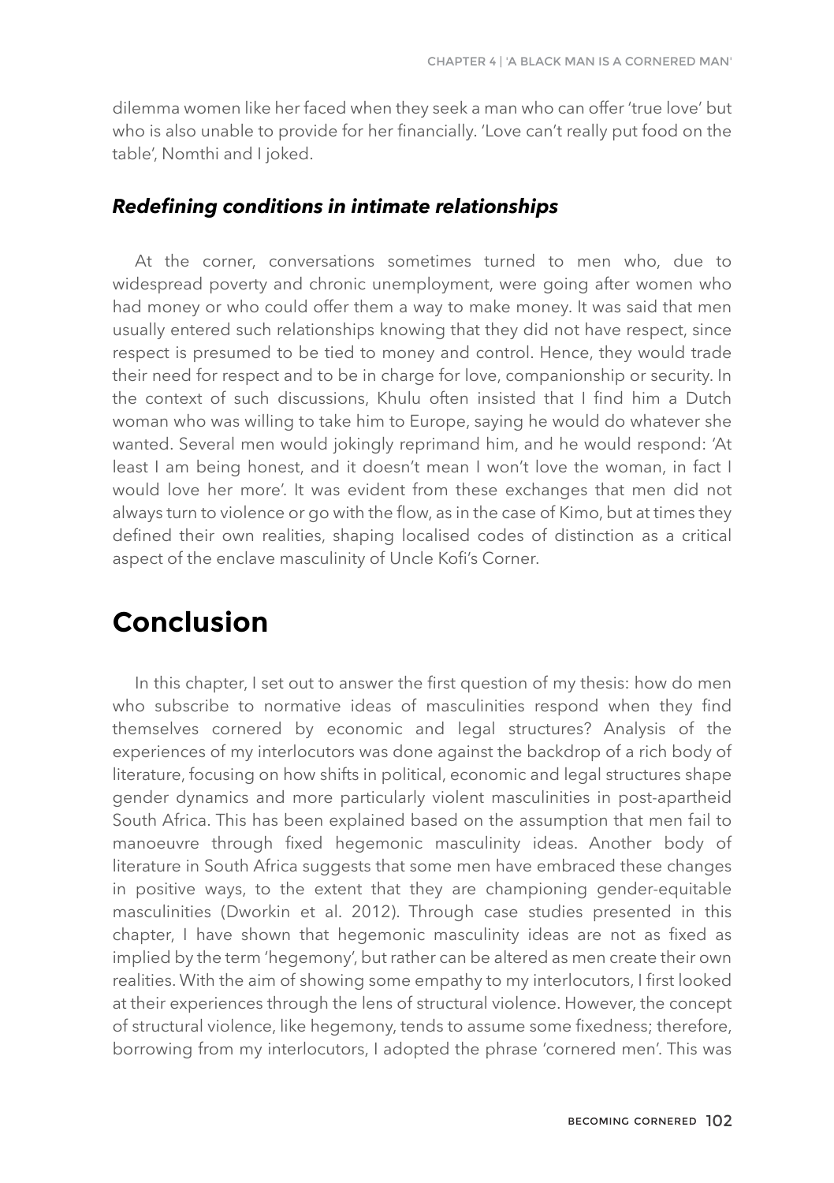dilemma women like her faced when they seek a man who can offer 'true love' but who is also unable to provide for her financially. 'Love can't really put food on the table', Nomthi and I joked.

### *Redefining conditions in intimate relationships*

At the corner, conversations sometimes turned to men who, due to widespread poverty and chronic unemployment, were going after women who had money or who could offer them a way to make money. It was said that men usually entered such relationships knowing that they did not have respect, since respect is presumed to be tied to money and control. Hence, they would trade their need for respect and to be in charge for love, companionship or security. In the context of such discussions, Khulu often insisted that I find him a Dutch woman who was willing to take him to Europe, saying he would do whatever she wanted. Several men would jokingly reprimand him, and he would respond: 'At least I am being honest, and it doesn't mean I won't love the woman, in fact I would love her more'. It was evident from these exchanges that men did not always turn to violence or go with the flow, as in the case of Kimo, but at times they defined their own realities, shaping localised codes of distinction as a critical aspect of the enclave masculinity of Uncle Kofi's Corner.

## Conclusion

In this chapter, I set out to answer the first question of my thesis: how do men who subscribe to normative ideas of masculinities respond when they find themselves cornered by economic and legal structures? Analysis of the experiences of my interlocutors was done against the backdrop of a rich body of literature, focusing on how shifts in political, economic and legal structures shape gender dynamics and more particularly violent masculinities in post-apartheid South Africa. This has been explained based on the assumption that men fail to manoeuvre through fixed hegemonic masculinity ideas. Another body of literature in South Africa suggests that some men have embraced these changes in positive ways, to the extent that they are championing gender-equitable masculinities (Dworkin et al. 2012). Through case studies presented in this chapter, I have shown that hegemonic masculinity ideas are not as fixed as implied by the term 'hegemony', but rather can be altered as men create their own realities. With the aim of showing some empathy to my interlocutors, I first looked at their experiences through the lens of structural violence. However, the concept of structural violence, like hegemony, tends to assume some fixedness; therefore, borrowing from my interlocutors, I adopted the phrase 'cornered men'. This was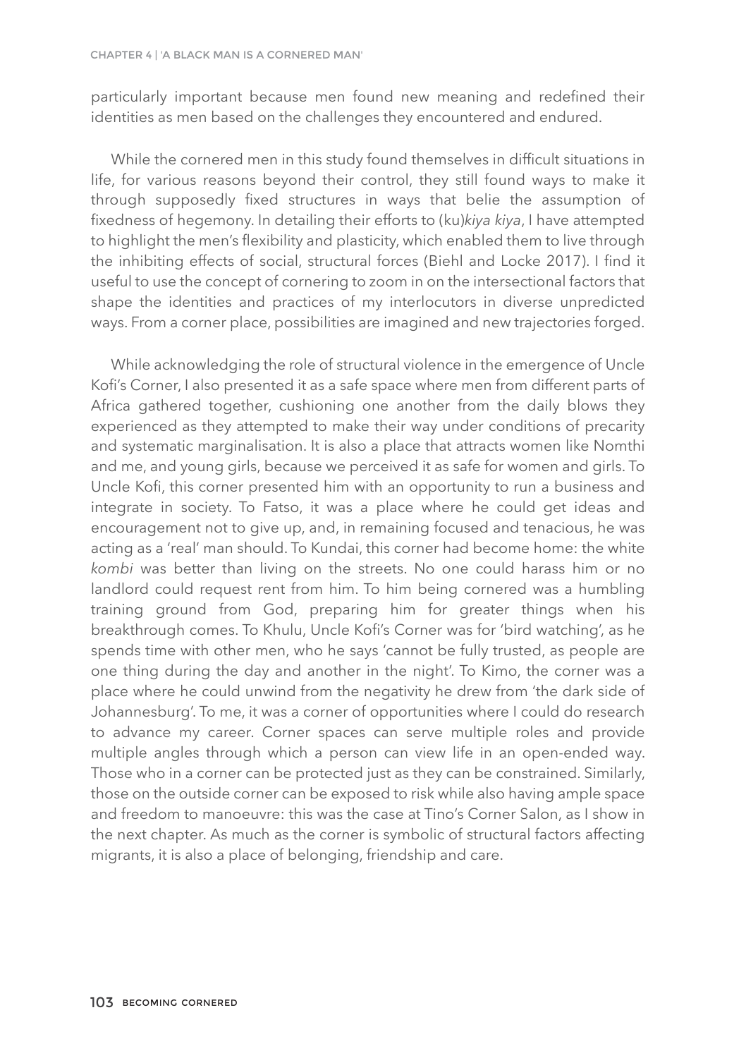particularly important because men found new meaning and redefined their identities as men based on the challenges they encountered and endured.

While the cornered men in this study found themselves in difficult situations in life, for various reasons beyond their control, they still found ways to make it through supposedly fixed structures in ways that belie the assumption of fixedness of hegemony. In detailing their efforts to (ku)*kiya kiya*, I have attempted to highlight the men's flexibility and plasticity, which enabled them to live through the inhibiting effects of social, structural forces (Biehl and Locke 2017). I find it useful to use the concept of cornering to zoom in on the intersectional factors that shape the identities and practices of my interlocutors in diverse unpredicted ways. From a corner place, possibilities are imagined and new trajectories forged.

While acknowledging the role of structural violence in the emergence of Uncle Kofi's Corner, I also presented it as a safe space where men from different parts of Africa gathered together, cushioning one another from the daily blows they experienced as they attempted to make their way under conditions of precarity and systematic marginalisation. It is also a place that attracts women like Nomthi and me, and young girls, because we perceived it as safe for women and girls. To Uncle Kofi, this corner presented him with an opportunity to run a business and integrate in society. To Fatso, it was a place where he could get ideas and encouragement not to give up, and, in remaining focused and tenacious, he was acting as a 'real' man should. To Kundai, this corner had become home: the white *kombi* was better than living on the streets. No one could harass him or no landlord could request rent from him. To him being cornered was a humbling training ground from God, preparing him for greater things when his breakthrough comes. To Khulu, Uncle Kofi's Corner was for 'bird watching', as he spends time with other men, who he says 'cannot be fully trusted, as people are one thing during the day and another in the night'. To Kimo, the corner was a place where he could unwind from the negativity he drew from 'the dark side of Johannesburg'. To me, it was a corner of opportunities where I could do research to advance my career. Corner spaces can serve multiple roles and provide multiple angles through which a person can view life in an open-ended way. Those who in a corner can be protected just as they can be constrained. Similarly, those on the outside corner can be exposed to risk while also having ample space and freedom to manoeuvre: this was the case at Tino's Corner Salon, as I show in the next chapter. As much as the corner is symbolic of structural factors affecting migrants, it is also a place of belonging, friendship and care.